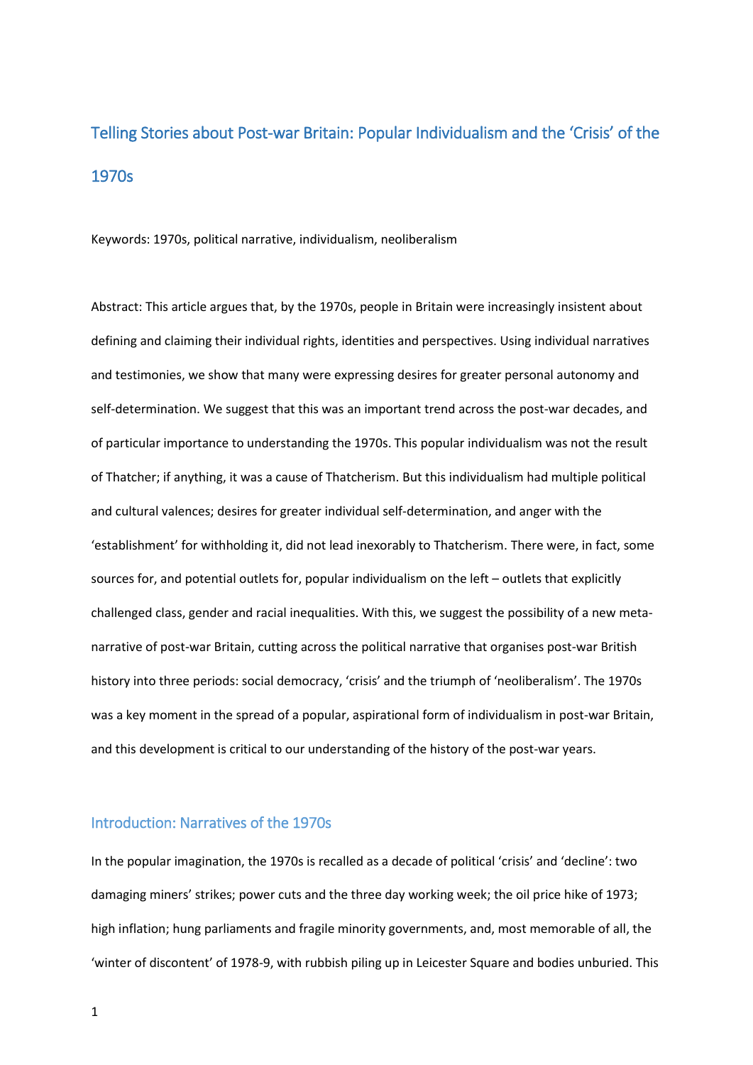# Telling Stories about Post-war Britain: Popular Individualism and the 'Crisis' of the 1970s

Keywords: 1970s, political narrative, individualism, neoliberalism

Abstract: This article argues that, by the 1970s, people in Britain were increasingly insistent about defining and claiming their individual rights, identities and perspectives. Using individual narratives and testimonies, we show that many were expressing desires for greater personal autonomy and self-determination. We suggest that this was an important trend across the post-war decades, and of particular importance to understanding the 1970s. This popular individualism was not the result of Thatcher; if anything, it was a cause of Thatcherism. But this individualism had multiple political and cultural valences; desires for greater individual self-determination, and anger with the 'establishment' for withholding it, did not lead inexorably to Thatcherism. There were, in fact, some sources for, and potential outlets for, popular individualism on the left – outlets that explicitly challenged class, gender and racial inequalities. With this, we suggest the possibility of a new meta-narrative of post-war Britain, cutting across the political narrative that organises post-war British history into three periods: social democracy, 'crisis' and the triumph of 'neoliberalism'. The 1970s was a key moment in the spread of a popular, aspirational form of individualism in post-war Britain, and this development is critical to our understanding of the history of the post-war years.

## Introduction: Narratives of the 1970s

In the popular imagination, the 1970s is recalled as a decade of political 'crisis' and 'decline': two damaging miners' strikes; power cuts and the three day working week; the oil price hike of 1973; high inflation; hung parliaments and fragile minority governments, and, most memorable of all, the 'winter of discontent' of 1978-9, with rubbish piling up in Leicester Square and bodies unburied. This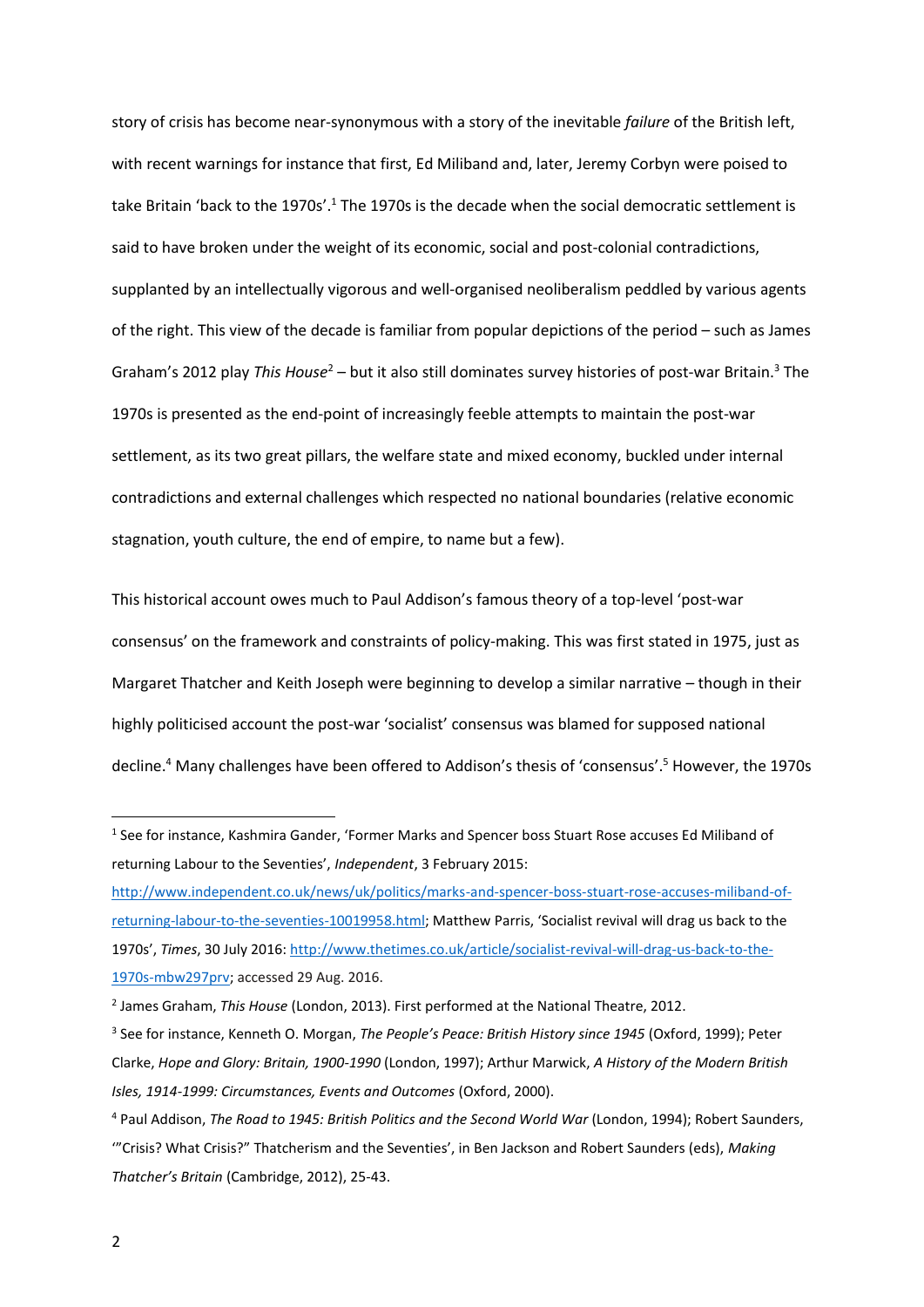story of crisis has become near-synonymous with a story of the inevitable *failure* of the British left, with recent warnings for instance that first, Ed Miliband and, later, Jeremy Corbyn were poised to take Britain 'back to the 1970s'.[1] The 1970s is the decade when the social democratic settlement is said to have broken under the weight of its economic, social and post-colonial contradictions, supplanted by an intellectually vigorous and well-organised neoliberalism peddled by various agents of the right. This view of the decade is familiar from popular depictions of the period – such as James Graham's 2012 play *This House*[2] – but it also still dominates survey histories of post-war Britain.[3] The 1970s is presented as the end-point of increasingly feeble attempts to maintain the post-war settlement, as its two great pillars, the welfare state and mixed economy, buckled under internal contradictions and external challenges which respected no national boundaries (relative economic stagnation, youth culture, the end of empire, to name but a few).

This historical account owes much to Paul Addison's famous theory of a top-level 'post-war consensus' on the framework and constraints of policy-making. This was first stated in 1975, just as Margaret Thatcher and Keith Joseph were beginning to develop a similar narrative – though in their highly politicised account the post-war 'socialist' consensus was blamed for supposed national decline.[4] Many challenges have been offered to Addison's thesis of 'consensus'.[5] However, the 1970s

---

[1] See for instance, Kashmira Gander, 'Former Marks and Spencer boss Stuart Rose accuses Ed Miliband of returning Labour to the Seventies', *Independent*, 3 February 2015: http://www.independent.co.uk/news/uk/politics/marks-and-spencer-boss-stuart-rose-accuses-miliband-of-returning-labour-to-the-seventies-10019958.html; Matthew Parris, 'Socialist revival will drag us back to the 1970s', *Times*, 30 July 2016: http://www.thetimes.co.uk/article/socialist-revival-will-drag-us-back-to-the-1970s-mbw297prv; accessed 29 Aug. 2016.

[2] James Graham, *This House* (London, 2013). First performed at the National Theatre, 2012.

[3] See for instance, Kenneth O. Morgan, *The People's Peace: British History since 1945* (Oxford, 1999); Peter Clarke, *Hope and Glory: Britain, 1900-1990* (London, 1997); Arthur Marwick, *A History of the Modern British Isles, 1914-1999: Circumstances, Events and Outcomes* (Oxford, 2000).

[4] Paul Addison, *The Road to 1945: British Politics and the Second World War* (London, 1994); Robert Saunders, '"Crisis? What Crisis?" Thatcherism and the Seventies', in Ben Jackson and Robert Saunders (eds), *Making Thatcher's Britain* (Cambridge, 2012), 25-43.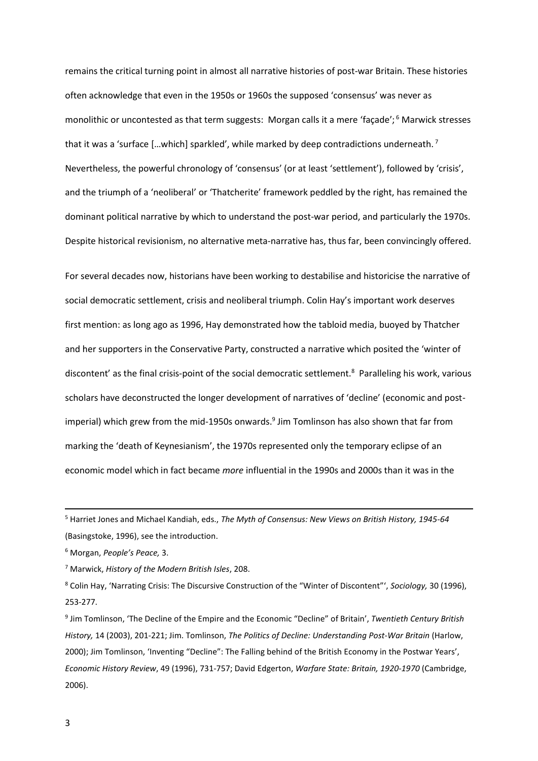remains the critical turning point in almost all narrative histories of post-war Britain. These histories often acknowledge that even in the 1950s or 1960s the supposed 'consensus' was never as monolithic or uncontested as that term suggests: Morgan calls it a mere 'façade';[6] Marwick stresses that it was a 'surface […which] sparkled', while marked by deep contradictions underneath.[7] Nevertheless, the powerful chronology of 'consensus' (or at least 'settlement'), followed by 'crisis', and the triumph of a 'neoliberal' or 'Thatcherite' framework peddled by the right, has remained the dominant political narrative by which to understand the post-war period, and particularly the 1970s. Despite historical revisionism, no alternative meta-narrative has, thus far, been convincingly offered.

For several decades now, historians have been working to destabilise and historicise the narrative of social democratic settlement, crisis and neoliberal triumph. Colin Hay's important work deserves first mention: as long ago as 1996, Hay demonstrated how the tabloid media, buoyed by Thatcher and her supporters in the Conservative Party, constructed a narrative which posited the 'winter of discontent' as the final crisis-point of the social democratic settlement.[8] Paralleling his work, various scholars have deconstructed the longer development of narratives of 'decline' (economic and post-imperial) which grew from the mid-1950s onwards.[9] Jim Tomlinson has also shown that far from marking the 'death of Keynesianism', the 1970s represented only the temporary eclipse of an economic model which in fact became *more* influential in the 1990s and 2000s than it was in the

---

[5] Harriet Jones and Michael Kandiah, eds., *The Myth of Consensus: New Views on British History, 1945-64* (Basingstoke, 1996), see the introduction.

[6] Morgan, *People's Peace,* 3.

[7] Marwick, *History of the Modern British Isles*, 208.

[8] Colin Hay, 'Narrating Crisis: The Discursive Construction of the "Winter of Discontent"', *Sociology,* 30 (1996), 253-277.

[9] Jim Tomlinson, 'The Decline of the Empire and the Economic "Decline" of Britain', *Twentieth Century British History,* 14 (2003), 201-221; Jim. Tomlinson, *The Politics of Decline: Understanding Post-War Britain* (Harlow, 2000); Jim Tomlinson, 'Inventing "Decline": The Falling behind of the British Economy in the Postwar Years', *Economic History Review*, 49 (1996), 731-757; David Edgerton, *Warfare State: Britain, 1920-1970* (Cambridge, 2006).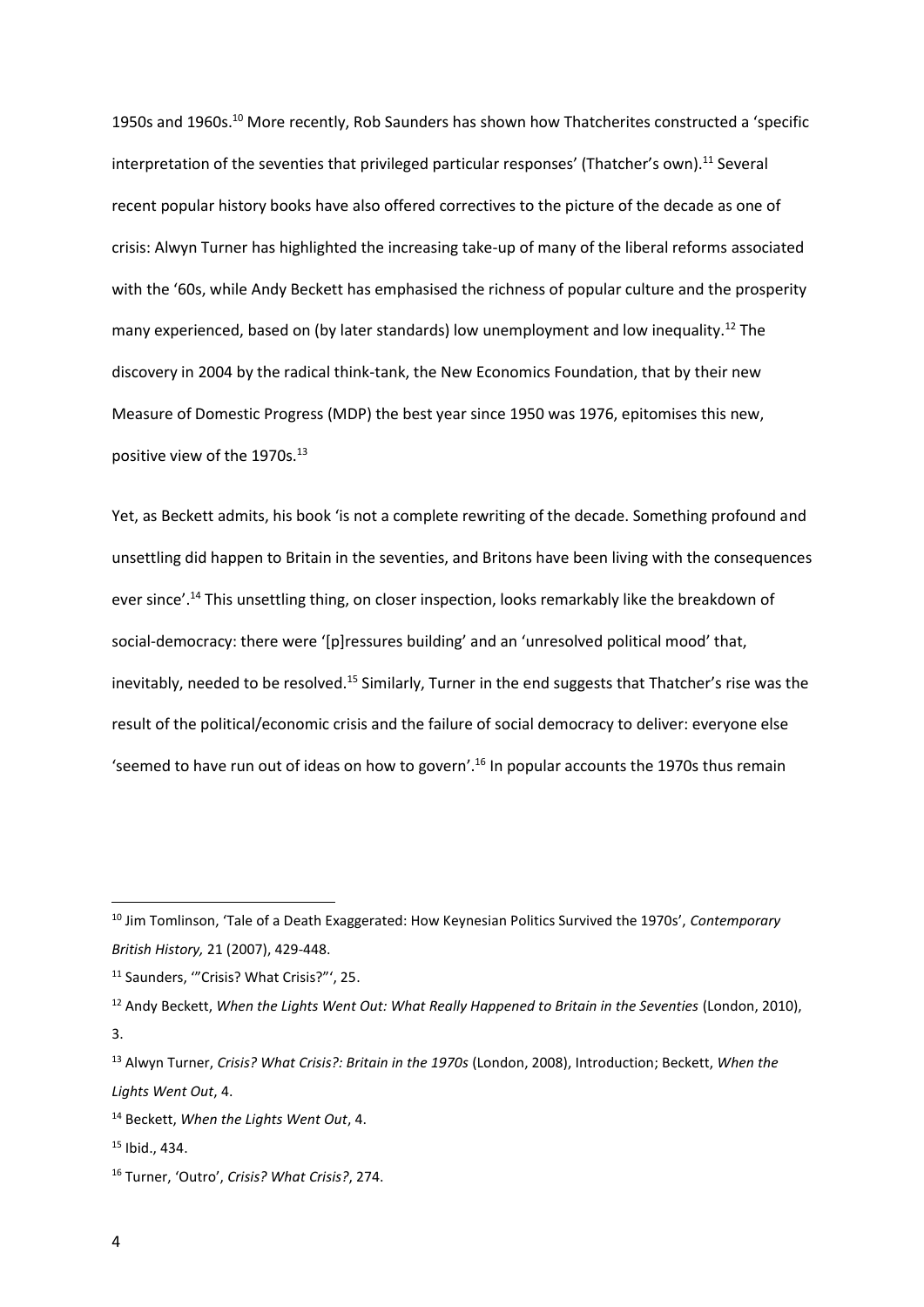1950s and 1960s.[10] More recently, Rob Saunders has shown how Thatcherites constructed a 'specific interpretation of the seventies that privileged particular responses' (Thatcher's own).[11] Several recent popular history books have also offered correctives to the picture of the decade as one of crisis: Alwyn Turner has highlighted the increasing take-up of many of the liberal reforms associated with the '60s, while Andy Beckett has emphasised the richness of popular culture and the prosperity many experienced, based on (by later standards) low unemployment and low inequality.[12] The discovery in 2004 by the radical think-tank, the New Economics Foundation, that by their new Measure of Domestic Progress (MDP) the best year since 1950 was 1976, epitomises this new, positive view of the 1970s.[13]

Yet, as Beckett admits, his book 'is not a complete rewriting of the decade. Something profound and unsettling did happen to Britain in the seventies, and Britons have been living with the consequences ever since'.[14] This unsettling thing, on closer inspection, looks remarkably like the breakdown of social-democracy: there were '[p]ressures building' and an 'unresolved political mood' that, inevitably, needed to be resolved.[15] Similarly, Turner in the end suggests that Thatcher's rise was the result of the political/economic crisis and the failure of social democracy to deliver: everyone else 'seemed to have run out of ideas on how to govern'.[16] In popular accounts the 1970s thus remain

---

[10] Jim Tomlinson, 'Tale of a Death Exaggerated: How Keynesian Politics Survived the 1970s', *Contemporary British History,* 21 (2007), 429-448.

[11] Saunders, '"Crisis? What Crisis?"', 25.

[12] Andy Beckett, *When the Lights Went Out: What Really Happened to Britain in the Seventies* (London, 2010), 3.

[13] Alwyn Turner, *Crisis? What Crisis?: Britain in the 1970s* (London, 2008), Introduction; Beckett, *When the Lights Went Out*, 4.

[14] Beckett, *When the Lights Went Out*, 4.

[15] Ibid., 434.

[16] Turner, 'Outro', *Crisis? What Crisis?*, 274.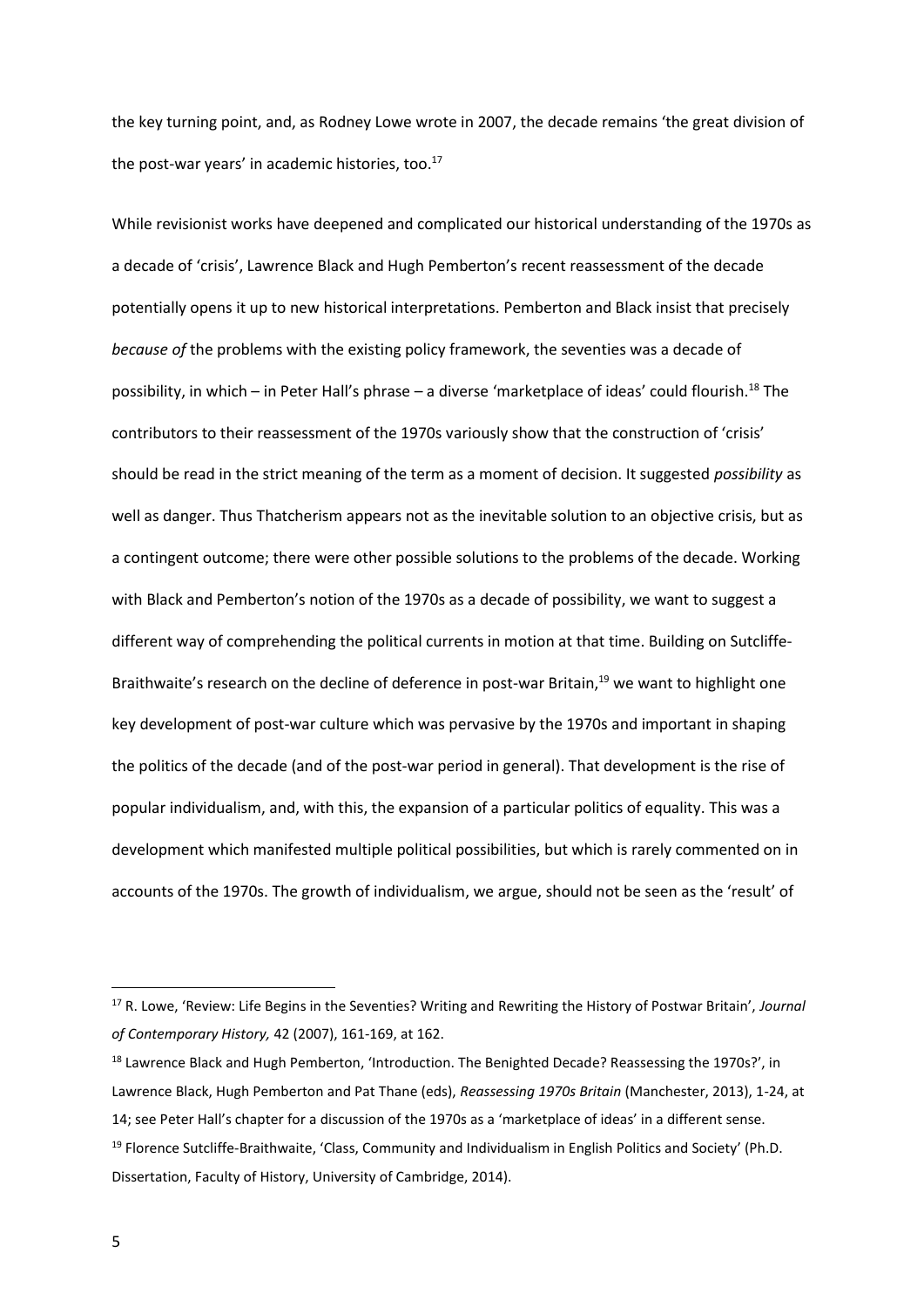the key turning point, and, as Rodney Lowe wrote in 2007, the decade remains 'the great division of the post-war years' in academic histories, too.[17]

While revisionist works have deepened and complicated our historical understanding of the 1970s as a decade of 'crisis', Lawrence Black and Hugh Pemberton's recent reassessment of the decade potentially opens it up to new historical interpretations. Pemberton and Black insist that precisely *because of* the problems with the existing policy framework, the seventies was a decade of possibility, in which – in Peter Hall's phrase – a diverse 'marketplace of ideas' could flourish.[18] The contributors to their reassessment of the 1970s variously show that the construction of 'crisis' should be read in the strict meaning of the term as a moment of decision. It suggested *possibility* as well as danger. Thus Thatcherism appears not as the inevitable solution to an objective crisis, but as a contingent outcome; there were other possible solutions to the problems of the decade. Working with Black and Pemberton's notion of the 1970s as a decade of possibility, we want to suggest a different way of comprehending the political currents in motion at that time. Building on Sutcliffe-Braithwaite's research on the decline of deference in post-war Britain,[19] we want to highlight one key development of post-war culture which was pervasive by the 1970s and important in shaping the politics of the decade (and of the post-war period in general). That development is the rise of popular individualism, and, with this, the expansion of a particular politics of equality. This was a development which manifested multiple political possibilities, but which is rarely commented on in accounts of the 1970s. The growth of individualism, we argue, should not be seen as the 'result' of

---

[17] R. Lowe, 'Review: Life Begins in the Seventies? Writing and Rewriting the History of Postwar Britain', *Journal of Contemporary History,* 42 (2007), 161-169, at 162.

[18] Lawrence Black and Hugh Pemberton, 'Introduction. The Benighted Decade? Reassessing the 1970s?', in Lawrence Black, Hugh Pemberton and Pat Thane (eds), *Reassessing 1970s Britain* (Manchester, 2013), 1-24, at 14; see Peter Hall's chapter for a discussion of the 1970s as a 'marketplace of ideas' in a different sense.

[19] Florence Sutcliffe-Braithwaite, 'Class, Community and Individualism in English Politics and Society' (Ph.D. Dissertation, Faculty of History, University of Cambridge, 2014).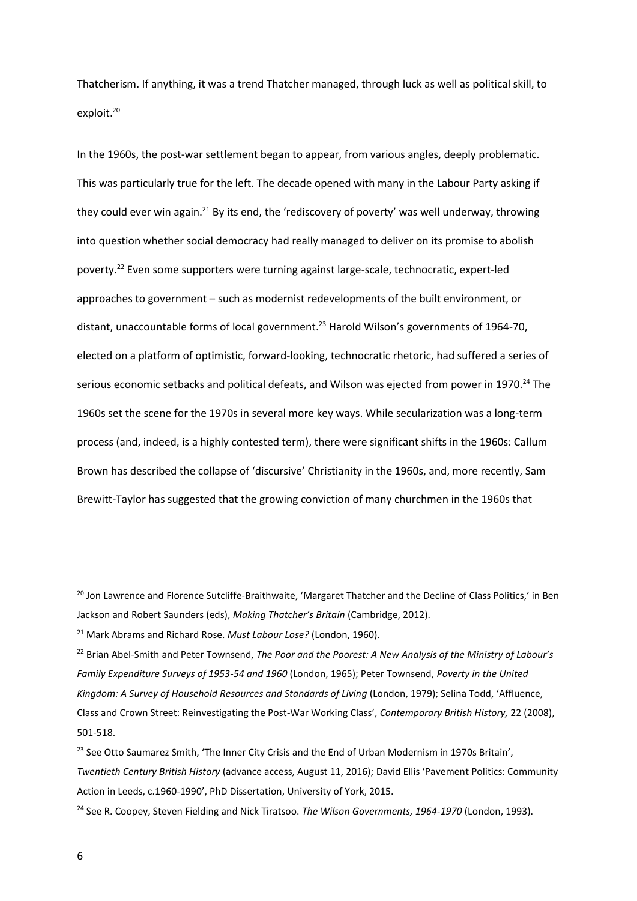Thatcherism. If anything, it was a trend Thatcher managed, through luck as well as political skill, to exploit.[20]

In the 1960s, the post-war settlement began to appear, from various angles, deeply problematic. This was particularly true for the left. The decade opened with many in the Labour Party asking if they could ever win again.[21] By its end, the 'rediscovery of poverty' was well underway, throwing into question whether social democracy had really managed to deliver on its promise to abolish poverty.[22] Even some supporters were turning against large-scale, technocratic, expert-led approaches to government – such as modernist redevelopments of the built environment, or distant, unaccountable forms of local government.[23] Harold Wilson's governments of 1964-70, elected on a platform of optimistic, forward-looking, technocratic rhetoric, had suffered a series of serious economic setbacks and political defeats, and Wilson was ejected from power in 1970.[24] The 1960s set the scene for the 1970s in several more key ways. While secularization was a long-term process (and, indeed, is a highly contested term), there were significant shifts in the 1960s: Callum Brown has described the collapse of 'discursive' Christianity in the 1960s, and, more recently, Sam Brewitt-Taylor has suggested that the growing conviction of many churchmen in the 1960s that

---

[20] Jon Lawrence and Florence Sutcliffe-Braithwaite, 'Margaret Thatcher and the Decline of Class Politics,' in Ben Jackson and Robert Saunders (eds), *Making Thatcher's Britain* (Cambridge, 2012).

[21] Mark Abrams and Richard Rose. *Must Labour Lose?* (London, 1960).

[22] Brian Abel-Smith and Peter Townsend, *The Poor and the Poorest: A New Analysis of the Ministry of Labour's Family Expenditure Surveys of 1953-54 and 1960* (London, 1965); Peter Townsend, *Poverty in the United Kingdom: A Survey of Household Resources and Standards of Living* (London, 1979); Selina Todd, 'Affluence, Class and Crown Street: Reinvestigating the Post-War Working Class', *Contemporary British History,* 22 (2008), 501-518.

[23] See Otto Saumarez Smith, 'The Inner City Crisis and the End of Urban Modernism in 1970s Britain', *Twentieth Century British History* (advance access, August 11, 2016); David Ellis 'Pavement Politics: Community Action in Leeds, c.1960-1990', PhD Dissertation, University of York, 2015.

[24] See R. Coopey, Steven Fielding and Nick Tiratsoo. *The Wilson Governments, 1964-1970* (London, 1993).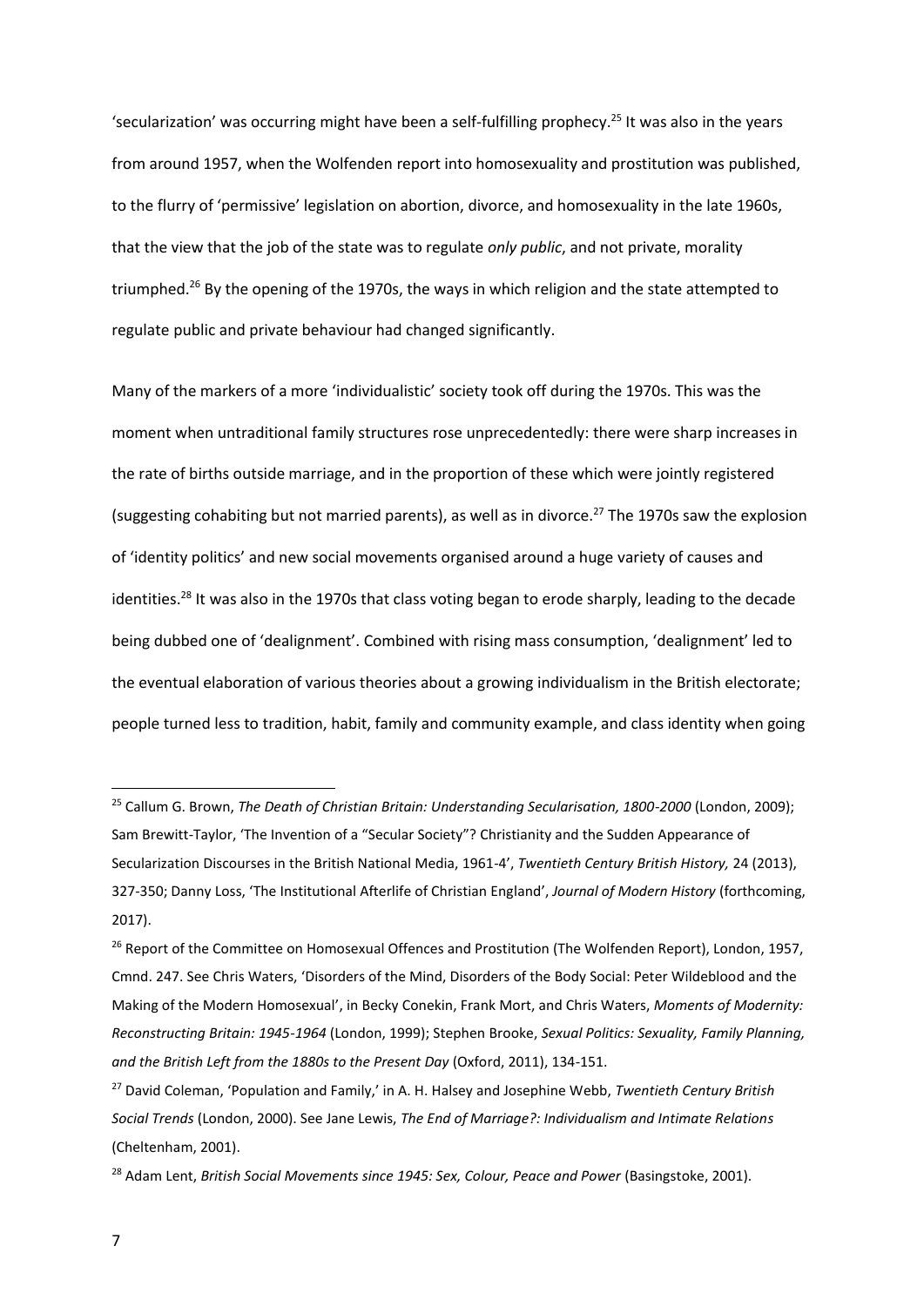'secularization' was occurring might have been a self-fulfilling prophecy.[25] It was also in the years from around 1957, when the Wolfenden report into homosexuality and prostitution was published, to the flurry of 'permissive' legislation on abortion, divorce, and homosexuality in the late 1960s, that the view that the job of the state was to regulate *only public*, and not private, morality triumphed.[26] By the opening of the 1970s, the ways in which religion and the state attempted to regulate public and private behaviour had changed significantly.

Many of the markers of a more 'individualistic' society took off during the 1970s. This was the moment when untraditional family structures rose unprecedentedly: there were sharp increases in the rate of births outside marriage, and in the proportion of these which were jointly registered (suggesting cohabiting but not married parents), as well as in divorce.[27] The 1970s saw the explosion of 'identity politics' and new social movements organised around a huge variety of causes and identities.[28] It was also in the 1970s that class voting began to erode sharply, leading to the decade being dubbed one of 'dealignment'. Combined with rising mass consumption, 'dealignment' led to the eventual elaboration of various theories about a growing individualism in the British electorate; people turned less to tradition, habit, family and community example, and class identity when going

---

[25] Callum G. Brown, *The Death of Christian Britain: Understanding Secularisation, 1800-2000* (London, 2009); Sam Brewitt-Taylor, 'The Invention of a "Secular Society"? Christianity and the Sudden Appearance of Secularization Discourses in the British National Media, 1961-4', *Twentieth Century British History,* 24 (2013), 327-350; Danny Loss, 'The Institutional Afterlife of Christian England', *Journal of Modern History* (forthcoming, 2017).

[26] Report of the Committee on Homosexual Offences and Prostitution (The Wolfenden Report), London, 1957, Cmnd. 247. See Chris Waters, 'Disorders of the Mind, Disorders of the Body Social: Peter Wildeblood and the Making of the Modern Homosexual', in Becky Conekin, Frank Mort, and Chris Waters, *Moments of Modernity: Reconstructing Britain: 1945-1964* (London, 1999); Stephen Brooke, *Sexual Politics: Sexuality, Family Planning, and the British Left from the 1880s to the Present Day* (Oxford, 2011), 134-151.

[27] David Coleman, 'Population and Family,' in A. H. Halsey and Josephine Webb, *Twentieth Century British Social Trends* (London, 2000). See Jane Lewis, *The End of Marriage?: Individualism and Intimate Relations* (Cheltenham, 2001).

[28] Adam Lent, *British Social Movements since 1945: Sex, Colour, Peace and Power* (Basingstoke, 2001).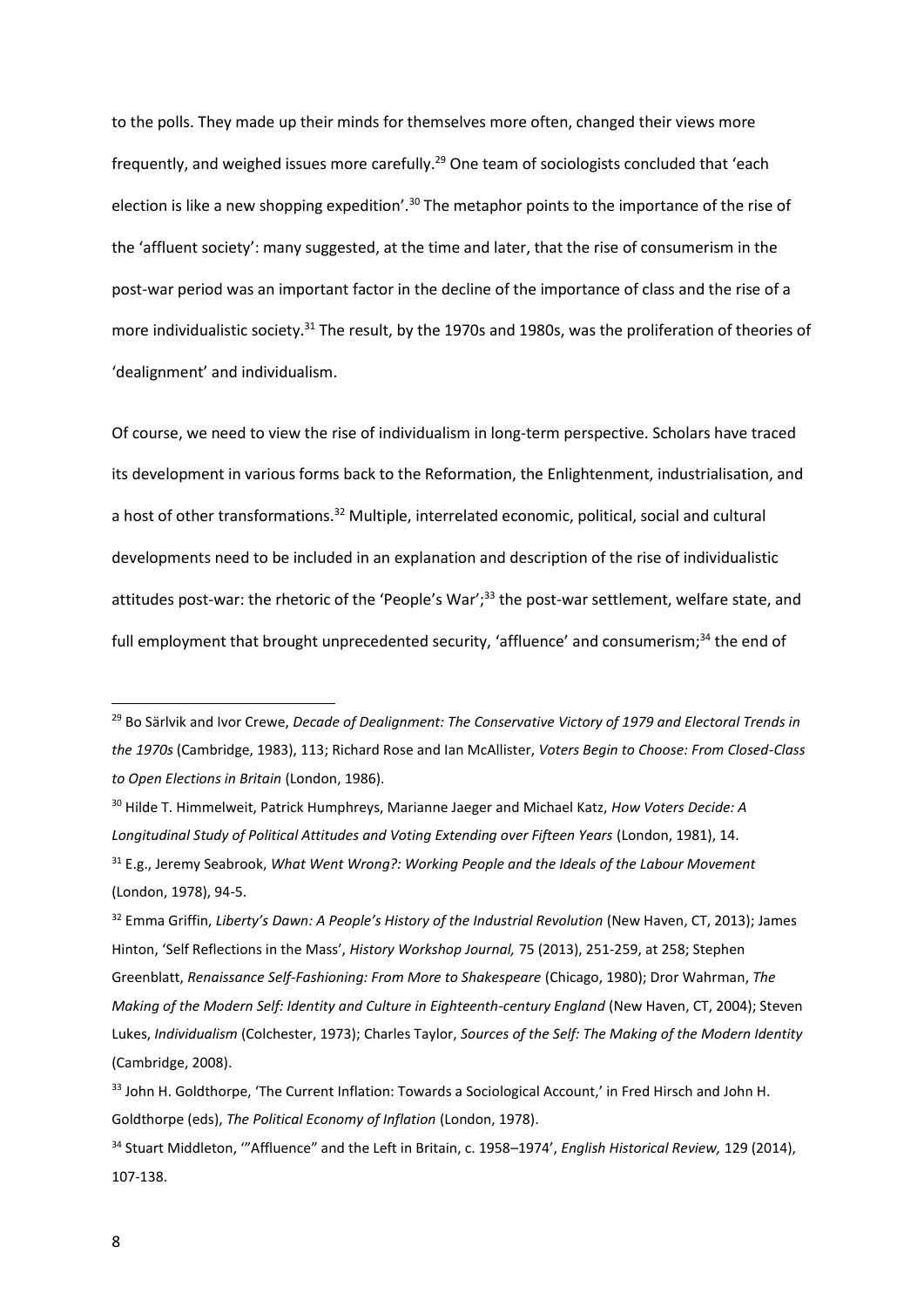to the polls. They made up their minds for themselves more often, changed their views more frequently, and weighed issues more carefully.[29] One team of sociologists concluded that 'each election is like a new shopping expedition'.[30] The metaphor points to the importance of the rise of the 'affluent society': many suggested, at the time and later, that the rise of consumerism in the post-war period was an important factor in the decline of the importance of class and the rise of a more individualistic society.[31] The result, by the 1970s and 1980s, was the proliferation of theories of 'dealignment' and individualism.

Of course, we need to view the rise of individualism in long-term perspective. Scholars have traced its development in various forms back to the Reformation, the Enlightenment, industrialisation, and a host of other transformations.[32] Multiple, interrelated economic, political, social and cultural developments need to be included in an explanation and description of the rise of individualistic attitudes post-war: the rhetoric of the 'People's War';[33] the post-war settlement, welfare state, and full employment that brought unprecedented security, 'affluence' and consumerism;[34] the end of

---

[29] Bo Särlvik and Ivor Crewe, *Decade of Dealignment: The Conservative Victory of 1979 and Electoral Trends in the 1970s* (Cambridge, 1983), 113; Richard Rose and Ian McAllister, *Voters Begin to Choose: From Closed-Class to Open Elections in Britain* (London, 1986).

[30] Hilde T. Himmelweit, Patrick Humphreys, Marianne Jaeger and Michael Katz, *How Voters Decide: A Longitudinal Study of Political Attitudes and Voting Extending over Fifteen Years* (London, 1981), 14.

[31] E.g., Jeremy Seabrook, *What Went Wrong?: Working People and the Ideals of the Labour Movement* (London, 1978), 94-5.

[32] Emma Griffin, *Liberty's Dawn: A People's History of the Industrial Revolution* (New Haven, CT, 2013); James Hinton, 'Self Reflections in the Mass', *History Workshop Journal,* 75 (2013), 251-259, at 258; Stephen Greenblatt, *Renaissance Self-Fashioning: From More to Shakespeare* (Chicago, 1980); Dror Wahrman, *The Making of the Modern Self: Identity and Culture in Eighteenth-century England* (New Haven, CT, 2004); Steven Lukes, *Individualism* (Colchester, 1973); Charles Taylor, *Sources of the Self: The Making of the Modern Identity* (Cambridge, 2008).

[33] John H. Goldthorpe, 'The Current Inflation: Towards a Sociological Account,' in Fred Hirsch and John H. Goldthorpe (eds), *The Political Economy of Inflation* (London, 1978).

[34] Stuart Middleton, '"Affluence" and the Left in Britain, c. 1958–1974', *English Historical Review,* 129 (2014), 107-138.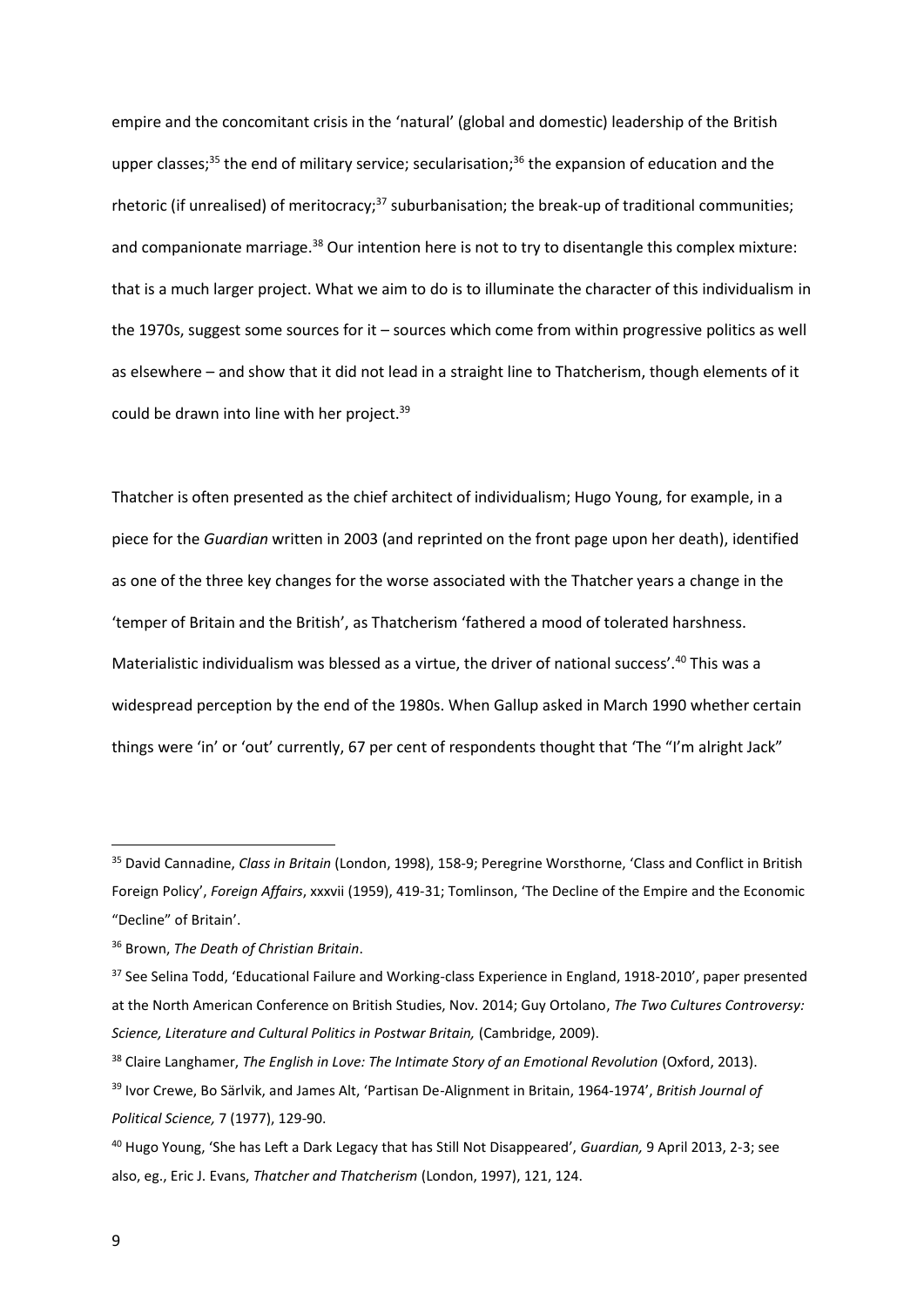empire and the concomitant crisis in the 'natural' (global and domestic) leadership of the British upper classes;[35] the end of military service; secularisation;[36] the expansion of education and the rhetoric (if unrealised) of meritocracy;[37] suburbanisation; the break-up of traditional communities; and companionate marriage.[38] Our intention here is not to try to disentangle this complex mixture: that is a much larger project. What we aim to do is to illuminate the character of this individualism in the 1970s, suggest some sources for it – sources which come from within progressive politics as well as elsewhere – and show that it did not lead in a straight line to Thatcherism, though elements of it could be drawn into line with her project.[39]

Thatcher is often presented as the chief architect of individualism; Hugo Young, for example, in a piece for the *Guardian* written in 2003 (and reprinted on the front page upon her death), identified as one of the three key changes for the worse associated with the Thatcher years a change in the 'temper of Britain and the British', as Thatcherism 'fathered a mood of tolerated harshness. Materialistic individualism was blessed as a virtue, the driver of national success'.[40] This was a widespread perception by the end of the 1980s. When Gallup asked in March 1990 whether certain things were 'in' or 'out' currently, 67 per cent of respondents thought that 'The "I'm alright Jack"

---

[35] David Cannadine, *Class in Britain* (London, 1998), 158-9; Peregrine Worsthorne, 'Class and Conflict in British Foreign Policy', *Foreign Affairs*, xxxvii (1959), 419-31; Tomlinson, 'The Decline of the Empire and the Economic "Decline" of Britain'.

[36] Brown, *The Death of Christian Britain*.

[37] See Selina Todd, 'Educational Failure and Working-class Experience in England, 1918-2010', paper presented at the North American Conference on British Studies, Nov. 2014; Guy Ortolano, *The Two Cultures Controversy: Science, Literature and Cultural Politics in Postwar Britain,* (Cambridge, 2009).

[38] Claire Langhamer, *The English in Love: The Intimate Story of an Emotional Revolution* (Oxford, 2013).

[39] Ivor Crewe, Bo Särlvik, and James Alt, 'Partisan De-Alignment in Britain, 1964-1974', *British Journal of Political Science,* 7 (1977), 129-90.

[40] Hugo Young, 'She has Left a Dark Legacy that has Still Not Disappeared', *Guardian,* 9 April 2013, 2-3; see also, eg., Eric J. Evans, *Thatcher and Thatcherism* (London, 1997), 121, 124.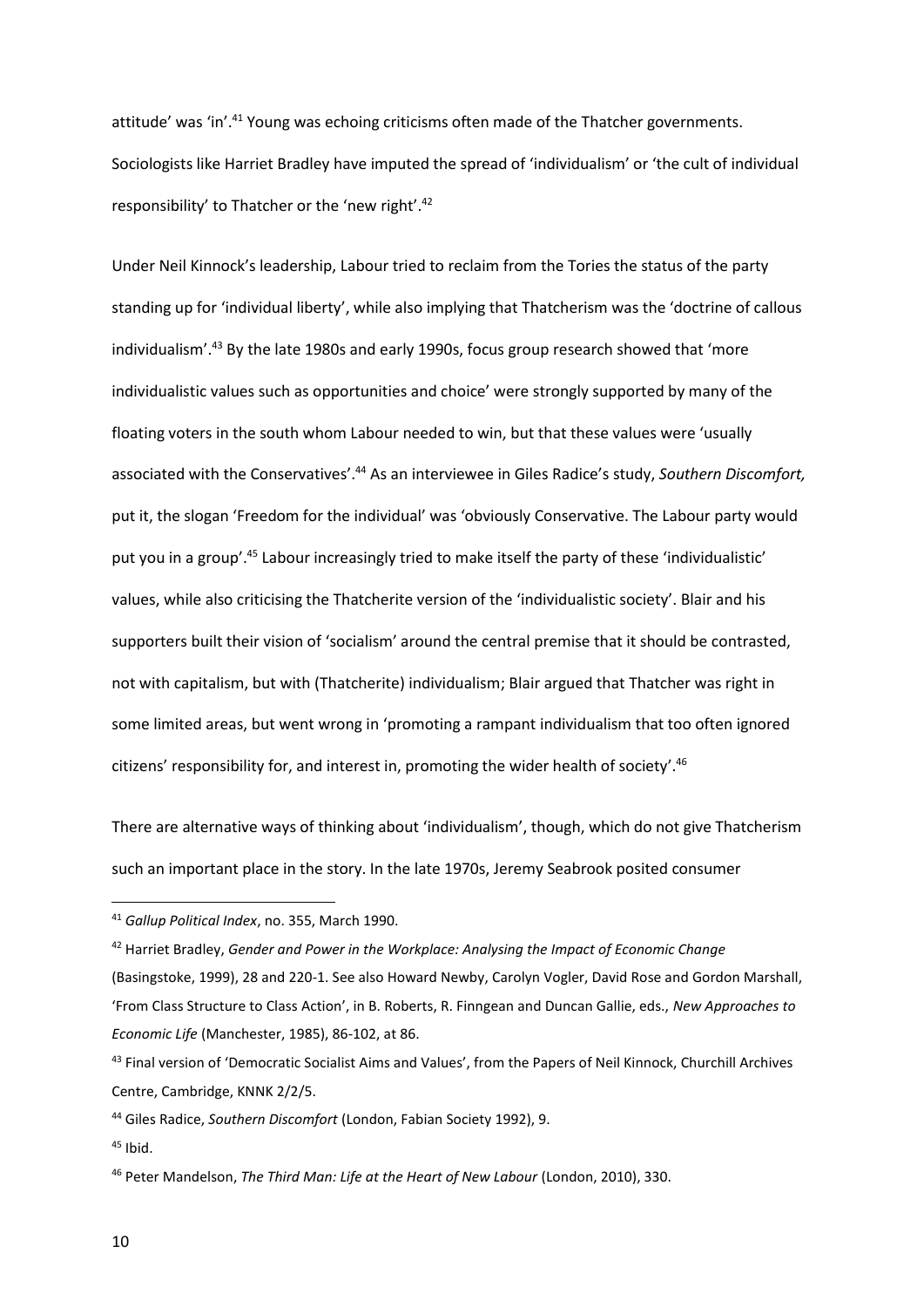attitude' was 'in'.[41] Young was echoing criticisms often made of the Thatcher governments. Sociologists like Harriet Bradley have imputed the spread of 'individualism' or 'the cult of individual responsibility' to Thatcher or the 'new right'.[42]

Under Neil Kinnock's leadership, Labour tried to reclaim from the Tories the status of the party standing up for 'individual liberty', while also implying that Thatcherism was the 'doctrine of callous individualism'.[43] By the late 1980s and early 1990s, focus group research showed that 'more individualistic values such as opportunities and choice' were strongly supported by many of the floating voters in the south whom Labour needed to win, but that these values were 'usually associated with the Conservatives'.[44] As an interviewee in Giles Radice's study, *Southern Discomfort,* put it, the slogan 'Freedom for the individual' was 'obviously Conservative. The Labour party would put you in a group'.[45] Labour increasingly tried to make itself the party of these 'individualistic' values, while also criticising the Thatcherite version of the 'individualistic society'. Blair and his supporters built their vision of 'socialism' around the central premise that it should be contrasted, not with capitalism, but with (Thatcherite) individualism; Blair argued that Thatcher was right in some limited areas, but went wrong in 'promoting a rampant individualism that too often ignored citizens' responsibility for, and interest in, promoting the wider health of society'.[46]

There are alternative ways of thinking about 'individualism', though, which do not give Thatcherism such an important place in the story. In the late 1970s, Jeremy Seabrook posited consumer

---

[41] *Gallup Political Index*, no. 355, March 1990.

[42] Harriet Bradley, *Gender and Power in the Workplace: Analysing the Impact of Economic Change* (Basingstoke, 1999), 28 and 220-1. See also Howard Newby, Carolyn Vogler, David Rose and Gordon Marshall, 'From Class Structure to Class Action', in B. Roberts, R. Finngean and Duncan Gallie, eds., *New Approaches to Economic Life* (Manchester, 1985), 86-102, at 86.

[43] Final version of 'Democratic Socialist Aims and Values', from the Papers of Neil Kinnock, Churchill Archives Centre, Cambridge, KNNK 2/2/5.

[44] Giles Radice, *Southern Discomfort* (London, Fabian Society 1992), 9.

[45] Ibid.

[46] Peter Mandelson, *The Third Man: Life at the Heart of New Labour* (London, 2010), 330.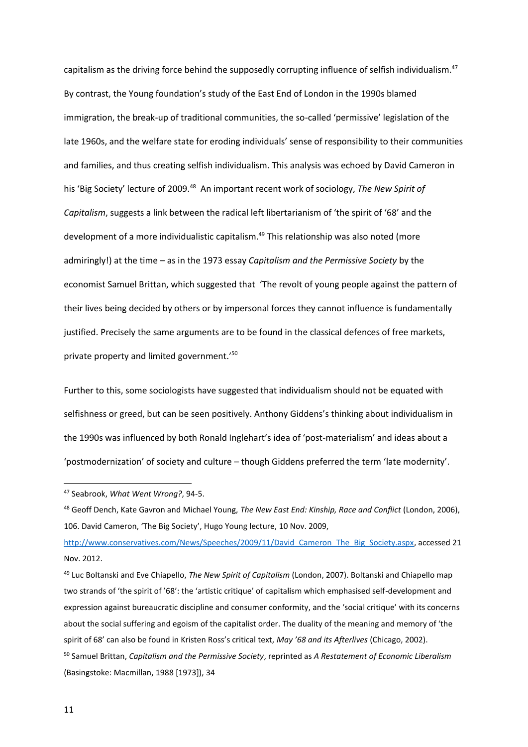capitalism as the driving force behind the supposedly corrupting influence of selfish individualism.[47] By contrast, the Young foundation's study of the East End of London in the 1990s blamed immigration, the break-up of traditional communities, the so-called 'permissive' legislation of the late 1960s, and the welfare state for eroding individuals' sense of responsibility to their communities and families, and thus creating selfish individualism. This analysis was echoed by David Cameron in his 'Big Society' lecture of 2009.[48] An important recent work of sociology, *The New Spirit of Capitalism*, suggests a link between the radical left libertarianism of 'the spirit of '68' and the development of a more individualistic capitalism.[49] This relationship was also noted (more admiringly!) at the time – as in the 1973 essay *Capitalism and the Permissive Society* by the economist Samuel Brittan, which suggested that 'The revolt of young people against the pattern of their lives being decided by others or by impersonal forces they cannot influence is fundamentally justified. Precisely the same arguments are to be found in the classical defences of free markets, private property and limited government.'[50]

Further to this, some sociologists have suggested that individualism should not be equated with selfishness or greed, but can be seen positively. Anthony Giddens's thinking about individualism in the 1990s was influenced by both Ronald Inglehart's idea of 'post-materialism' and ideas about a 'postmodernization' of society and culture – though Giddens preferred the term 'late modernity'.

---

[47] Seabrook, *What Went Wrong?*, 94-5.

[48] Geoff Dench, Kate Gavron and Michael Young, *The New East End: Kinship, Race and Conflict* (London, 2006), 106. David Cameron, 'The Big Society', Hugo Young lecture, 10 Nov. 2009, http://www.conservatives.com/News/Speeches/2009/11/David_Cameron_The_Big_Society.aspx, accessed 21 Nov. 2012.

[49] Luc Boltanski and Eve Chiapello, *The New Spirit of Capitalism* (London, 2007). Boltanski and Chiapello map two strands of 'the spirit of '68': the 'artistic critique' of capitalism which emphasised self-development and expression against bureaucratic discipline and consumer conformity, and the 'social critique' with its concerns about the social suffering and egoism of the capitalist order. The duality of the meaning and memory of 'the spirit of 68' can also be found in Kristen Ross's critical text, *May '68 and its Afterlives* (Chicago, 2002).

[50] Samuel Brittan, *Capitalism and the Permissive Society*, reprinted as *A Restatement of Economic Liberalism* (Basingstoke: Macmillan, 1988 [1973]), 34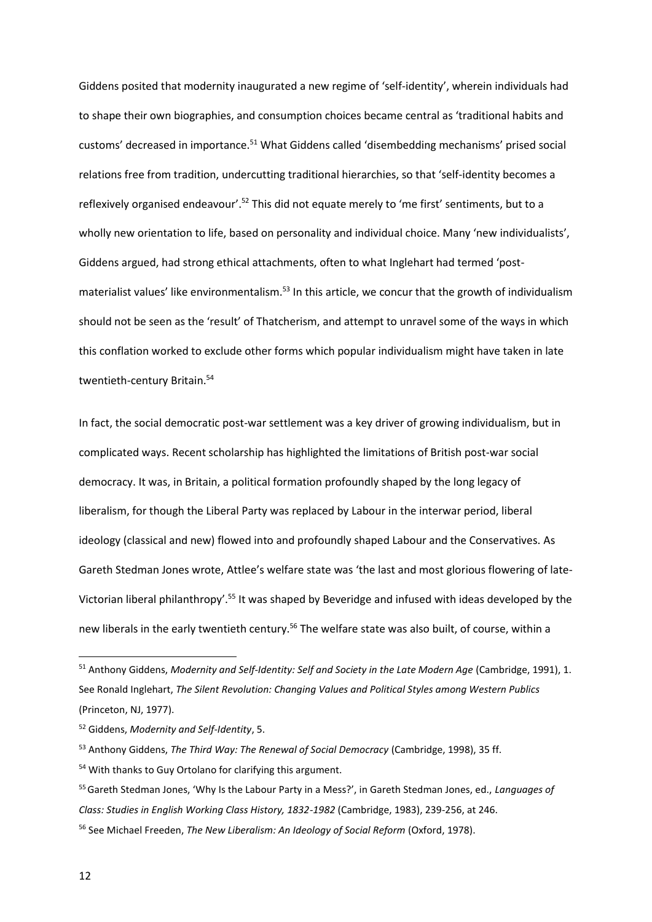Giddens posited that modernity inaugurated a new regime of 'self-identity', wherein individuals had to shape their own biographies, and consumption choices became central as 'traditional habits and customs' decreased in importance.[51] What Giddens called 'disembedding mechanisms' prised social relations free from tradition, undercutting traditional hierarchies, so that 'self-identity becomes a reflexively organised endeavour'.[52] This did not equate merely to 'me first' sentiments, but to a wholly new orientation to life, based on personality and individual choice. Many 'new individualists', Giddens argued, had strong ethical attachments, often to what Inglehart had termed 'post-materialist values' like environmentalism.[53] In this article, we concur that the growth of individualism should not be seen as the 'result' of Thatcherism, and attempt to unravel some of the ways in which this conflation worked to exclude other forms which popular individualism might have taken in late twentieth-century Britain.[54]

In fact, the social democratic post-war settlement was a key driver of growing individualism, but in complicated ways. Recent scholarship has highlighted the limitations of British post-war social democracy. It was, in Britain, a political formation profoundly shaped by the long legacy of liberalism, for though the Liberal Party was replaced by Labour in the interwar period, liberal ideology (classical and new) flowed into and profoundly shaped Labour and the Conservatives. As Gareth Stedman Jones wrote, Attlee's welfare state was 'the last and most glorious flowering of late-Victorian liberal philanthropy'.[55] It was shaped by Beveridge and infused with ideas developed by the new liberals in the early twentieth century.[56] The welfare state was also built, of course, within a

---

[51] Anthony Giddens, *Modernity and Self-Identity: Self and Society in the Late Modern Age* (Cambridge, 1991), 1. See Ronald Inglehart, *The Silent Revolution: Changing Values and Political Styles among Western Publics* (Princeton, NJ, 1977).

[52] Giddens, *Modernity and Self-Identity*, 5.

[53] Anthony Giddens, *The Third Way: The Renewal of Social Democracy* (Cambridge, 1998), 35 ff.

[54] With thanks to Guy Ortolano for clarifying this argument.

[55] Gareth Stedman Jones, 'Why Is the Labour Party in a Mess?', in Gareth Stedman Jones, ed., *Languages of Class: Studies in English Working Class History, 1832-1982* (Cambridge, 1983), 239-256, at 246.

[56] See Michael Freeden, *The New Liberalism: An Ideology of Social Reform* (Oxford, 1978).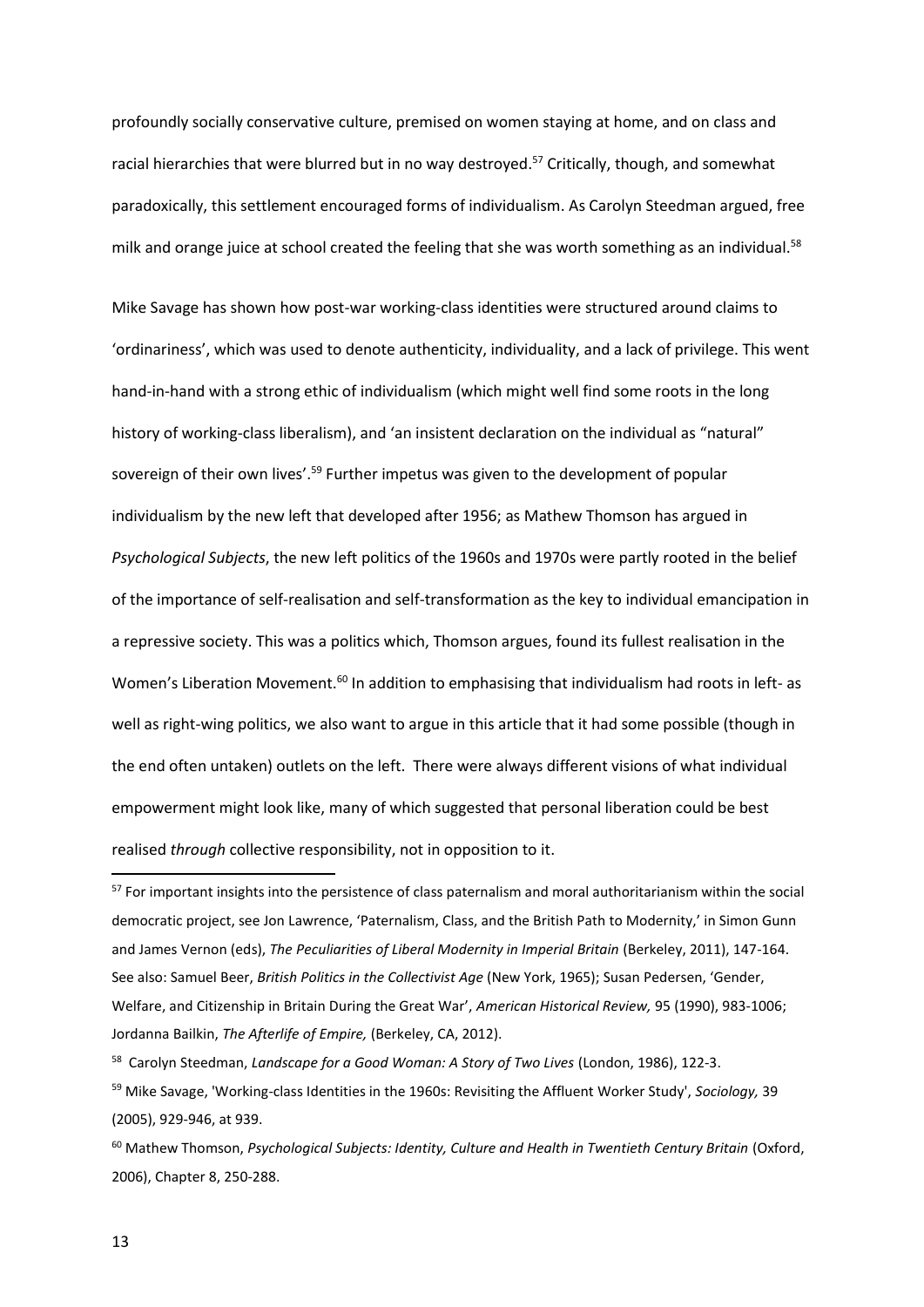profoundly socially conservative culture, premised on women staying at home, and on class and racial hierarchies that were blurred but in no way destroyed.[57] Critically, though, and somewhat paradoxically, this settlement encouraged forms of individualism. As Carolyn Steedman argued, free milk and orange juice at school created the feeling that she was worth something as an individual.[58]

Mike Savage has shown how post-war working-class identities were structured around claims to 'ordinariness', which was used to denote authenticity, individuality, and a lack of privilege. This went hand-in-hand with a strong ethic of individualism (which might well find some roots in the long history of working-class liberalism), and 'an insistent declaration on the individual as "natural" sovereign of their own lives'.[59] Further impetus was given to the development of popular individualism by the new left that developed after 1956; as Mathew Thomson has argued in *Psychological Subjects*, the new left politics of the 1960s and 1970s were partly rooted in the belief of the importance of self-realisation and self-transformation as the key to individual emancipation in a repressive society. This was a politics which, Thomson argues, found its fullest realisation in the Women's Liberation Movement.[60] In addition to emphasising that individualism had roots in left- as well as right-wing politics, we also want to argue in this article that it had some possible (though in the end often untaken) outlets on the left. There were always different visions of what individual empowerment might look like, many of which suggested that personal liberation could be best realised *through* collective responsibility, not in opposition to it.

[57] For important insights into the persistence of class paternalism and moral authoritarianism within the social democratic project, see Jon Lawrence, 'Paternalism, Class, and the British Path to Modernity,' in Simon Gunn and James Vernon (eds), *The Peculiarities of Liberal Modernity in Imperial Britain* (Berkeley, 2011), 147-164. See also: Samuel Beer, *British Politics in the Collectivist Age* (New York, 1965); Susan Pedersen, 'Gender, Welfare, and Citizenship in Britain During the Great War', *American Historical Review,* 95 (1990), 983-1006; Jordanna Bailkin, *The Afterlife of Empire,* (Berkeley, CA, 2012).

[58] Carolyn Steedman, *Landscape for a Good Woman: A Story of Two Lives* (London, 1986), 122-3.

[59] Mike Savage, 'Working-class Identities in the 1960s: Revisiting the Affluent Worker Study', *Sociology,* 39 (2005), 929-946, at 939.

[60] Mathew Thomson, *Psychological Subjects: Identity, Culture and Health in Twentieth Century Britain* (Oxford, 2006), Chapter 8, 250-288.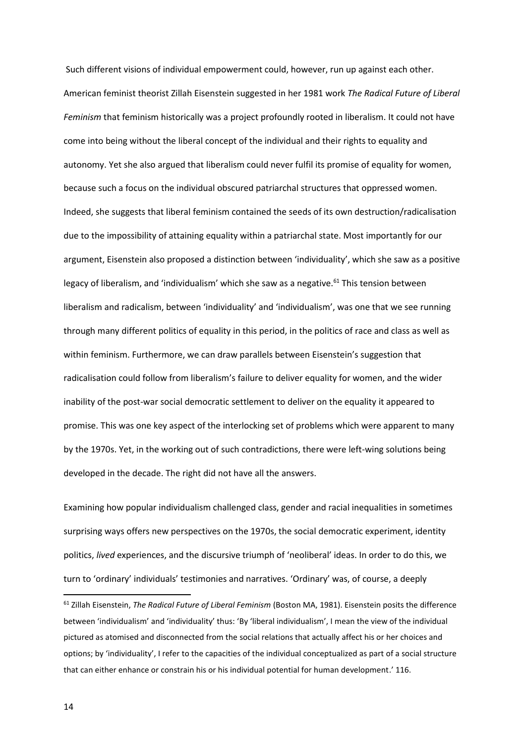Such different visions of individual empowerment could, however, run up against each other. American feminist theorist Zillah Eisenstein suggested in her 1981 work *The Radical Future of Liberal Feminism* that feminism historically was a project profoundly rooted in liberalism. It could not have come into being without the liberal concept of the individual and their rights to equality and autonomy. Yet she also argued that liberalism could never fulfil its promise of equality for women, because such a focus on the individual obscured patriarchal structures that oppressed women. Indeed, she suggests that liberal feminism contained the seeds of its own destruction/radicalisation due to the impossibility of attaining equality within a patriarchal state. Most importantly for our argument, Eisenstein also proposed a distinction between 'individuality', which she saw as a positive legacy of liberalism, and 'individualism' which she saw as a negative.[61] This tension between liberalism and radicalism, between 'individuality' and 'individualism', was one that we see running through many different politics of equality in this period, in the politics of race and class as well as within feminism. Furthermore, we can draw parallels between Eisenstein's suggestion that radicalisation could follow from liberalism's failure to deliver equality for women, and the wider inability of the post-war social democratic settlement to deliver on the equality it appeared to promise. This was one key aspect of the interlocking set of problems which were apparent to many by the 1970s. Yet, in the working out of such contradictions, there were left-wing solutions being developed in the decade. The right did not have all the answers.

Examining how popular individualism challenged class, gender and racial inequalities in sometimes surprising ways offers new perspectives on the 1970s, the social democratic experiment, identity politics, *lived* experiences, and the discursive triumph of 'neoliberal' ideas. In order to do this, we turn to 'ordinary' individuals' testimonies and narratives. 'Ordinary' was, of course, a deeply

[61] Zillah Eisenstein, *The Radical Future of Liberal Feminism* (Boston MA, 1981). Eisenstein posits the difference between 'individualism' and 'individuality' thus: 'By 'liberal individualism', I mean the view of the individual pictured as atomised and disconnected from the social relations that actually affect his or her choices and options; by 'individuality', I refer to the capacities of the individual conceptualized as part of a social structure that can either enhance or constrain his or his individual potential for human development.' 116.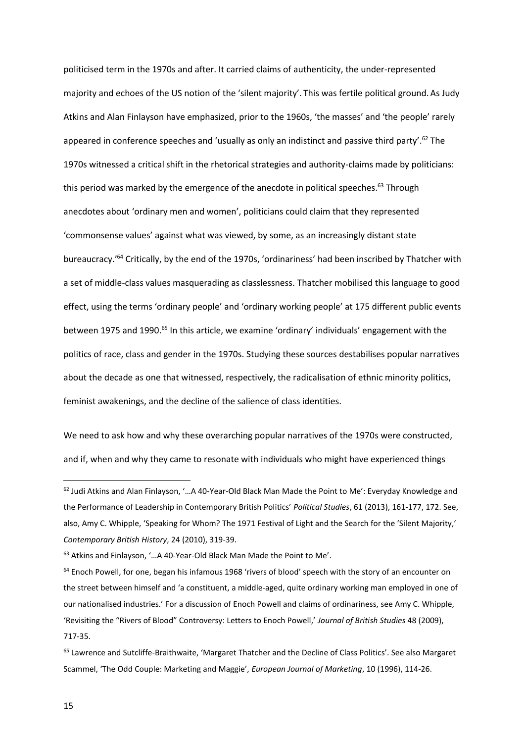politicised term in the 1970s and after. It carried claims of authenticity, the under-represented majority and echoes of the US notion of the 'silent majority'. This was fertile political ground. As Judy Atkins and Alan Finlayson have emphasized, prior to the 1960s, 'the masses' and 'the people' rarely appeared in conference speeches and 'usually as only an indistinct and passive third party'.[62] The 1970s witnessed a critical shift in the rhetorical strategies and authority-claims made by politicians: this period was marked by the emergence of the anecdote in political speeches.[63] Through anecdotes about 'ordinary men and women', politicians could claim that they represented 'commonsense values' against what was viewed, by some, as an increasingly distant state bureaucracy.'[64] Critically, by the end of the 1970s, 'ordinariness' had been inscribed by Thatcher with a set of middle-class values masquerading as classlessness. Thatcher mobilised this language to good effect, using the terms 'ordinary people' and 'ordinary working people' at 175 different public events between 1975 and 1990.[65] In this article, we examine 'ordinary' individuals' engagement with the politics of race, class and gender in the 1970s. Studying these sources destabilises popular narratives about the decade as one that witnessed, respectively, the radicalisation of ethnic minority politics, feminist awakenings, and the decline of the salience of class identities.

We need to ask how and why these overarching popular narratives of the 1970s were constructed, and if, when and why they came to resonate with individuals who might have experienced things

---

[62] Judi Atkins and Alan Finlayson, '…A 40-Year-Old Black Man Made the Point to Me': Everyday Knowledge and the Performance of Leadership in Contemporary British Politics' *Political Studies*, 61 (2013), 161-177, 172. See, also, Amy C. Whipple, 'Speaking for Whom? The 1971 Festival of Light and the Search for the 'Silent Majority,' *Contemporary British History*, 24 (2010), 319-39.

[63] Atkins and Finlayson, '…A 40-Year-Old Black Man Made the Point to Me'.

[64] Enoch Powell, for one, began his infamous 1968 'rivers of blood' speech with the story of an encounter on the street between himself and 'a constituent, a middle-aged, quite ordinary working man employed in one of our nationalised industries.' For a discussion of Enoch Powell and claims of ordinariness, see Amy C. Whipple, 'Revisiting the "Rivers of Blood" Controversy: Letters to Enoch Powell,' *Journal of British Studies* 48 (2009), 717-35.

[65] Lawrence and Sutcliffe-Braithwaite, 'Margaret Thatcher and the Decline of Class Politics'. See also Margaret Scammel, 'The Odd Couple: Marketing and Maggie', *European Journal of Marketing*, 10 (1996), 114-26.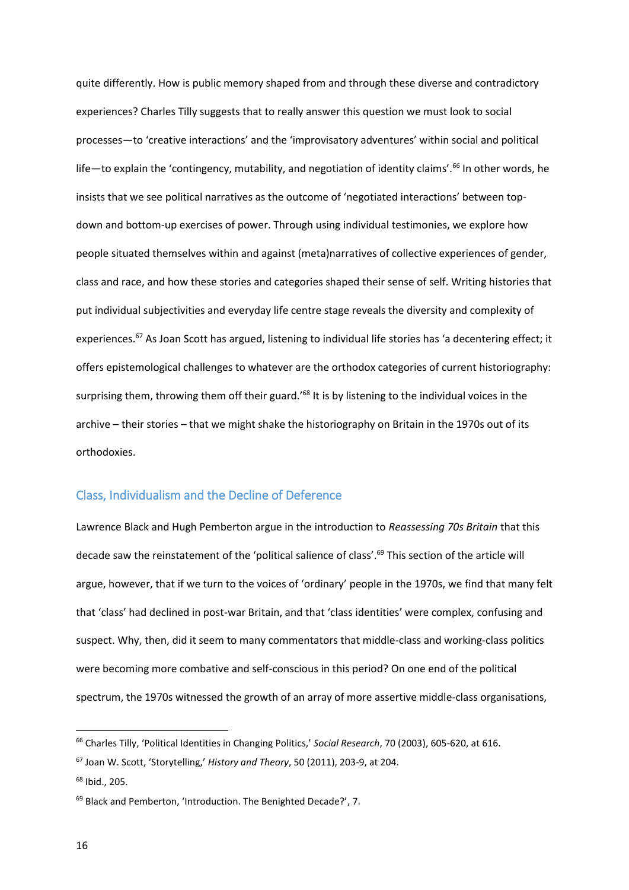quite differently. How is public memory shaped from and through these diverse and contradictory experiences? Charles Tilly suggests that to really answer this question we must look to social processes—to 'creative interactions' and the 'improvisatory adventures' within social and political life—to explain the 'contingency, mutability, and negotiation of identity claims'.[66] In other words, he insists that we see political narratives as the outcome of 'negotiated interactions' between top-down and bottom-up exercises of power. Through using individual testimonies, we explore how people situated themselves within and against (meta)narratives of collective experiences of gender, class and race, and how these stories and categories shaped their sense of self. Writing histories that put individual subjectivities and everyday life centre stage reveals the diversity and complexity of experiences.[67] As Joan Scott has argued, listening to individual life stories has 'a decentering effect; it offers epistemological challenges to whatever are the orthodox categories of current historiography: surprising them, throwing them off their guard.'[68] It is by listening to the individual voices in the archive – their stories – that we might shake the historiography on Britain in the 1970s out of its orthodoxies.

## Class, Individualism and the Decline of Deference

Lawrence Black and Hugh Pemberton argue in the introduction to *Reassessing 70s Britain* that this decade saw the reinstatement of the 'political salience of class'.[69] This section of the article will argue, however, that if we turn to the voices of 'ordinary' people in the 1970s, we find that many felt that 'class' had declined in post-war Britain, and that 'class identities' were complex, confusing and suspect. Why, then, did it seem to many commentators that middle-class and working-class politics were becoming more combative and self-conscious in this period? On one end of the political spectrum, the 1970s witnessed the growth of an array of more assertive middle-class organisations,

[66] Charles Tilly, 'Political Identities in Changing Politics,' *Social Research*, 70 (2003), 605-620, at 616.

[67] Joan W. Scott, 'Storytelling,' *History and Theory*, 50 (2011), 203-9, at 204.

[68] Ibid., 205.

[69] Black and Pemberton, 'Introduction. The Benighted Decade?', 7.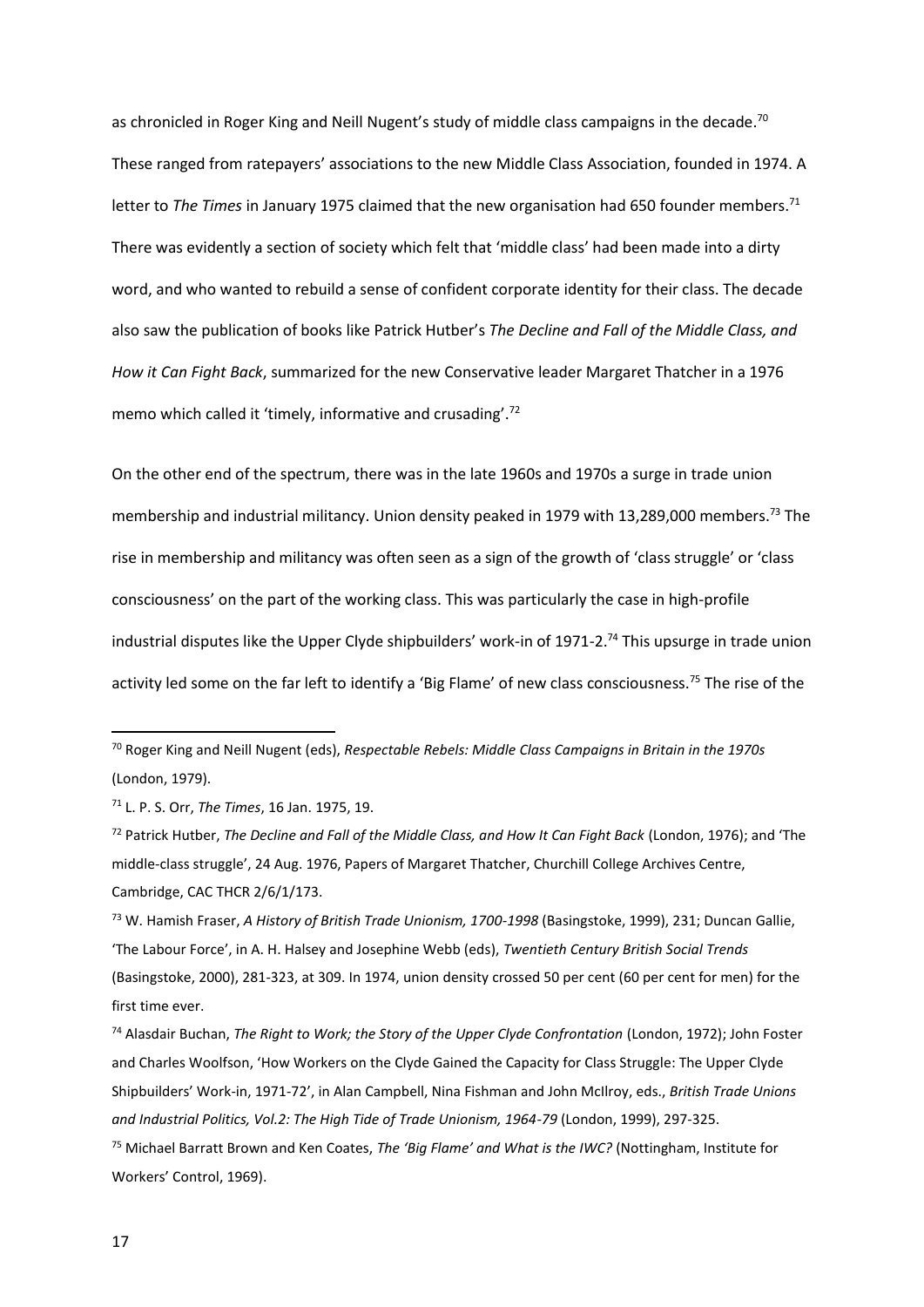as chronicled in Roger King and Neill Nugent's study of middle class campaigns in the decade.[70] These ranged from ratepayers' associations to the new Middle Class Association, founded in 1974. A letter to *The Times* in January 1975 claimed that the new organisation had 650 founder members.[71] There was evidently a section of society which felt that 'middle class' had been made into a dirty word, and who wanted to rebuild a sense of confident corporate identity for their class. The decade also saw the publication of books like Patrick Hutber's *The Decline and Fall of the Middle Class, and How it Can Fight Back*, summarized for the new Conservative leader Margaret Thatcher in a 1976 memo which called it 'timely, informative and crusading'.[72]

On the other end of the spectrum, there was in the late 1960s and 1970s a surge in trade union membership and industrial militancy. Union density peaked in 1979 with 13,289,000 members.[73] The rise in membership and militancy was often seen as a sign of the growth of 'class struggle' or 'class consciousness' on the part of the working class. This was particularly the case in high-profile industrial disputes like the Upper Clyde shipbuilders' work-in of 1971-2.[74] This upsurge in trade union activity led some on the far left to identify a 'Big Flame' of new class consciousness.[75] The rise of the

---

[70] Roger King and Neill Nugent (eds), *Respectable Rebels: Middle Class Campaigns in Britain in the 1970s* (London, 1979).

[71] L. P. S. Orr, *The Times*, 16 Jan. 1975, 19.

[72] Patrick Hutber, *The Decline and Fall of the Middle Class, and How It Can Fight Back* (London, 1976); and 'The middle-class struggle', 24 Aug. 1976, Papers of Margaret Thatcher, Churchill College Archives Centre, Cambridge, CAC THCR 2/6/1/173.

[73] W. Hamish Fraser, *A History of British Trade Unionism, 1700-1998* (Basingstoke, 1999), 231; Duncan Gallie, 'The Labour Force', in A. H. Halsey and Josephine Webb (eds), *Twentieth Century British Social Trends* (Basingstoke, 2000), 281-323, at 309. In 1974, union density crossed 50 per cent (60 per cent for men) for the first time ever.

[74] Alasdair Buchan, *The Right to Work; the Story of the Upper Clyde Confrontation* (London, 1972); John Foster and Charles Woolfson, 'How Workers on the Clyde Gained the Capacity for Class Struggle: The Upper Clyde Shipbuilders' Work-in, 1971-72', in Alan Campbell, Nina Fishman and John McIlroy, eds., *British Trade Unions and Industrial Politics, Vol.2: The High Tide of Trade Unionism, 1964-79* (London, 1999), 297-325.

[75] Michael Barratt Brown and Ken Coates, *The 'Big Flame' and What is the IWC?* (Nottingham, Institute for Workers' Control, 1969).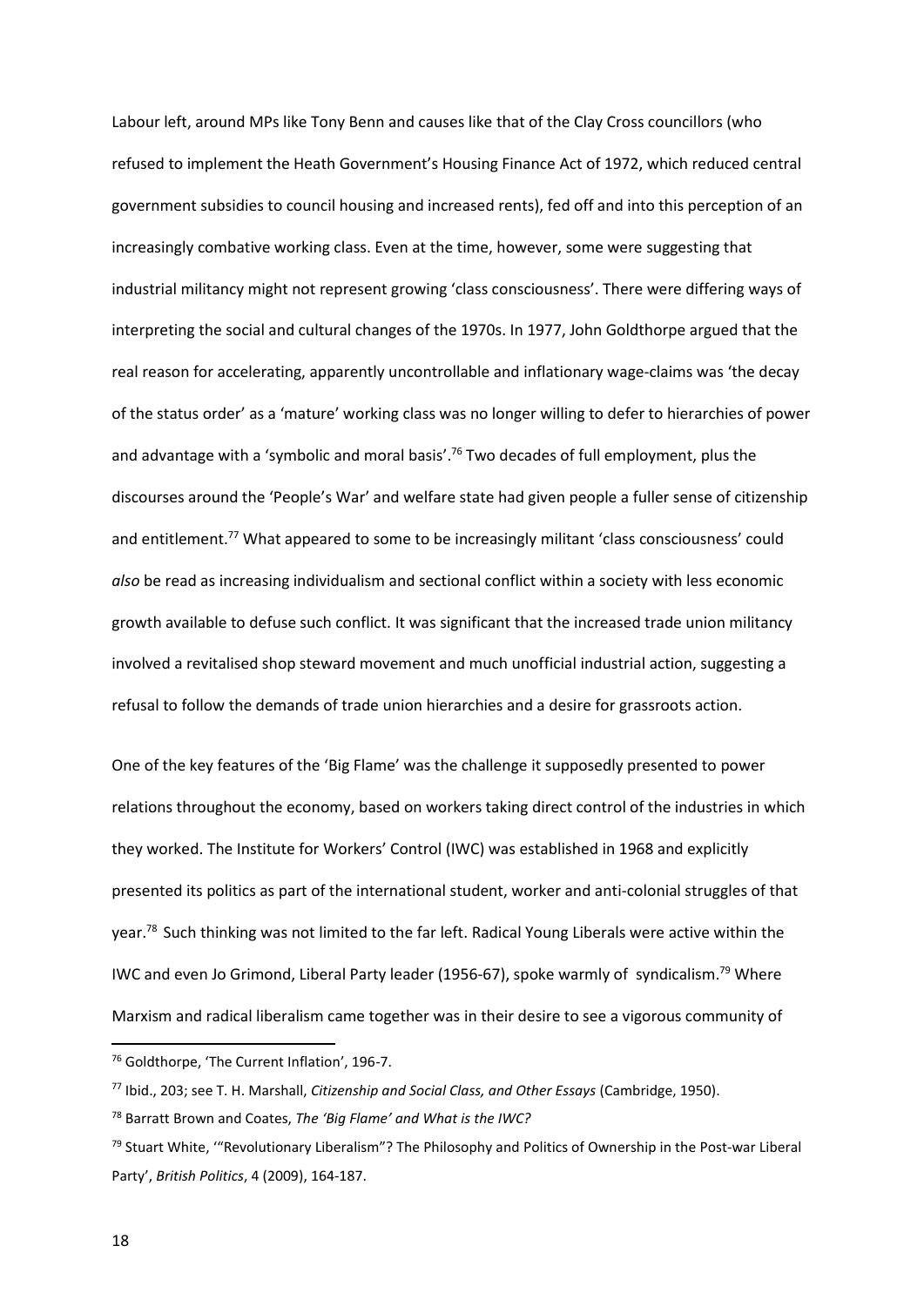Labour left, around MPs like Tony Benn and causes like that of the Clay Cross councillors (who refused to implement the Heath Government's Housing Finance Act of 1972, which reduced central government subsidies to council housing and increased rents), fed off and into this perception of an increasingly combative working class. Even at the time, however, some were suggesting that industrial militancy might not represent growing 'class consciousness'. There were differing ways of interpreting the social and cultural changes of the 1970s. In 1977, John Goldthorpe argued that the real reason for accelerating, apparently uncontrollable and inflationary wage-claims was 'the decay of the status order' as a 'mature' working class was no longer willing to defer to hierarchies of power and advantage with a 'symbolic and moral basis'.[76] Two decades of full employment, plus the discourses around the 'People's War' and welfare state had given people a fuller sense of citizenship and entitlement.[77] What appeared to some to be increasingly militant 'class consciousness' could *also* be read as increasing individualism and sectional conflict within a society with less economic growth available to defuse such conflict. It was significant that the increased trade union militancy involved a revitalised shop steward movement and much unofficial industrial action, suggesting a refusal to follow the demands of trade union hierarchies and a desire for grassroots action.

One of the key features of the 'Big Flame' was the challenge it supposedly presented to power relations throughout the economy, based on workers taking direct control of the industries in which they worked. The Institute for Workers' Control (IWC) was established in 1968 and explicitly presented its politics as part of the international student, worker and anti-colonial struggles of that year.[78] Such thinking was not limited to the far left. Radical Young Liberals were active within the IWC and even Jo Grimond, Liberal Party leader (1956-67), spoke warmly of syndicalism.[79] Where Marxism and radical liberalism came together was in their desire to see a vigorous community of

---

[76] Goldthorpe, 'The Current Inflation', 196-7.

[77] Ibid., 203; see T. H. Marshall, *Citizenship and Social Class, and Other Essays* (Cambridge, 1950).

[78] Barratt Brown and Coates, *The 'Big Flame' and What is the IWC?*

[79] Stuart White, '"Revolutionary Liberalism"? The Philosophy and Politics of Ownership in the Post-war Liberal Party', *British Politics*, 4 (2009), 164-187.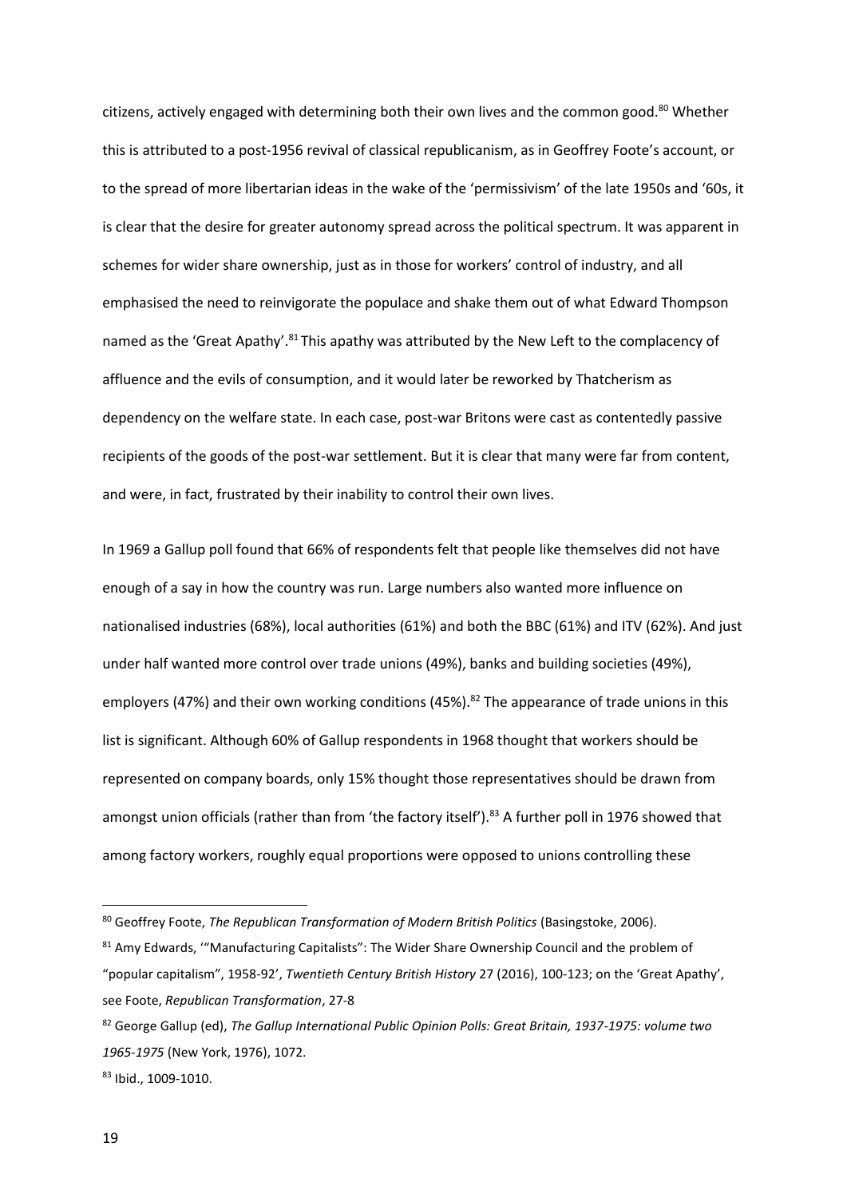citizens, actively engaged with determining both their own lives and the common good.[80] Whether this is attributed to a post-1956 revival of classical republicanism, as in Geoffrey Foote's account, or to the spread of more libertarian ideas in the wake of the 'permissivism' of the late 1950s and '60s, it is clear that the desire for greater autonomy spread across the political spectrum. It was apparent in schemes for wider share ownership, just as in those for workers' control of industry, and all emphasised the need to reinvigorate the populace and shake them out of what Edward Thompson named as the 'Great Apathy'.[81] This apathy was attributed by the New Left to the complacency of affluence and the evils of consumption, and it would later be reworked by Thatcherism as dependency on the welfare state. In each case, post-war Britons were cast as contentedly passive recipients of the goods of the post-war settlement. But it is clear that many were far from content, and were, in fact, frustrated by their inability to control their own lives.

In 1969 a Gallup poll found that 66% of respondents felt that people like themselves did not have enough of a say in how the country was run. Large numbers also wanted more influence on nationalised industries (68%), local authorities (61%) and both the BBC (61%) and ITV (62%). And just under half wanted more control over trade unions (49%), banks and building societies (49%), employers (47%) and their own working conditions (45%).[82] The appearance of trade unions in this list is significant. Although 60% of Gallup respondents in 1968 thought that workers should be represented on company boards, only 15% thought those representatives should be drawn from amongst union officials (rather than from 'the factory itself').[83] A further poll in 1976 showed that among factory workers, roughly equal proportions were opposed to unions controlling these

---

[80] Geoffrey Foote, *The Republican Transformation of Modern British Politics* (Basingstoke, 2006).

[81] Amy Edwards, '"Manufacturing Capitalists": The Wider Share Ownership Council and the problem of "popular capitalism", 1958-92', *Twentieth Century British History* 27 (2016), 100-123; on the 'Great Apathy', see Foote, *Republican Transformation*, 27-8

[82] George Gallup (ed), *The Gallup International Public Opinion Polls: Great Britain, 1937-1975: volume two 1965-1975* (New York, 1976), 1072.

[83] Ibid., 1009-1010.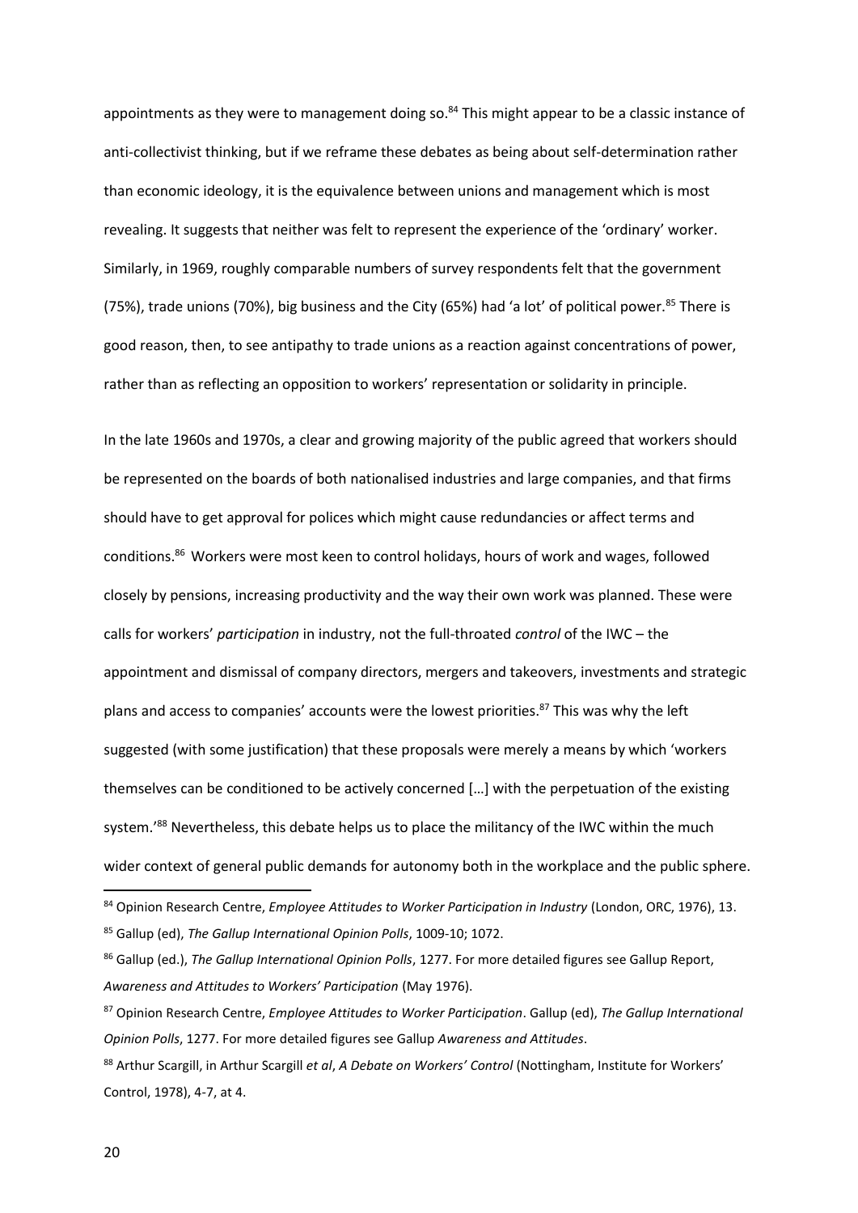appointments as they were to management doing so.[84] This might appear to be a classic instance of anti-collectivist thinking, but if we reframe these debates as being about self-determination rather than economic ideology, it is the equivalence between unions and management which is most revealing. It suggests that neither was felt to represent the experience of the 'ordinary' worker. Similarly, in 1969, roughly comparable numbers of survey respondents felt that the government (75%), trade unions (70%), big business and the City (65%) had 'a lot' of political power.[85] There is good reason, then, to see antipathy to trade unions as a reaction against concentrations of power, rather than as reflecting an opposition to workers' representation or solidarity in principle.

In the late 1960s and 1970s, a clear and growing majority of the public agreed that workers should be represented on the boards of both nationalised industries and large companies, and that firms should have to get approval for polices which might cause redundancies or affect terms and conditions.[86] Workers were most keen to control holidays, hours of work and wages, followed closely by pensions, increasing productivity and the way their own work was planned. These were calls for workers' *participation* in industry, not the full-throated *control* of the IWC – the appointment and dismissal of company directors, mergers and takeovers, investments and strategic plans and access to companies' accounts were the lowest priorities.[87] This was why the left suggested (with some justification) that these proposals were merely a means by which 'workers themselves can be conditioned to be actively concerned […] with the perpetuation of the existing system.'[88] Nevertheless, this debate helps us to place the militancy of the IWC within the much wider context of general public demands for autonomy both in the workplace and the public sphere.

[84] Opinion Research Centre, *Employee Attitudes to Worker Participation in Industry* (London, ORC, 1976), 13.

[85] Gallup (ed), *The Gallup International Opinion Polls*, 1009-10; 1072.

[86] Gallup (ed.), *The Gallup International Opinion Polls*, 1277. For more detailed figures see Gallup Report, *Awareness and Attitudes to Workers' Participation* (May 1976).

[87] Opinion Research Centre, *Employee Attitudes to Worker Participation*. Gallup (ed), *The Gallup International Opinion Polls*, 1277. For more detailed figures see Gallup *Awareness and Attitudes*.

[88] Arthur Scargill, in Arthur Scargill *et al*, *A Debate on Workers' Control* (Nottingham, Institute for Workers' Control, 1978), 4-7, at 4.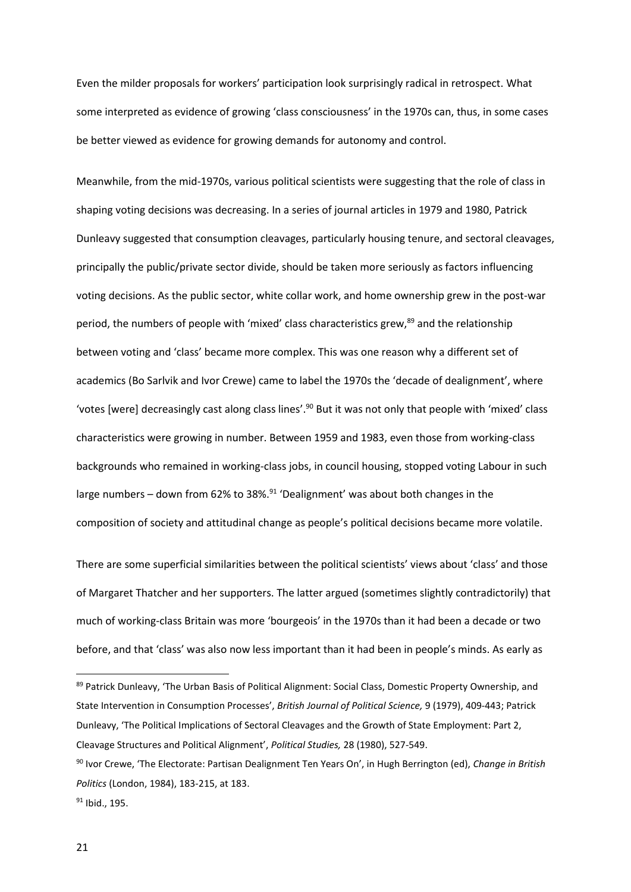Even the milder proposals for workers' participation look surprisingly radical in retrospect. What some interpreted as evidence of growing 'class consciousness' in the 1970s can, thus, in some cases be better viewed as evidence for growing demands for autonomy and control.

Meanwhile, from the mid-1970s, various political scientists were suggesting that the role of class in shaping voting decisions was decreasing. In a series of journal articles in 1979 and 1980, Patrick Dunleavy suggested that consumption cleavages, particularly housing tenure, and sectoral cleavages, principally the public/private sector divide, should be taken more seriously as factors influencing voting decisions. As the public sector, white collar work, and home ownership grew in the post-war period, the numbers of people with 'mixed' class characteristics grew,[89] and the relationship between voting and 'class' became more complex. This was one reason why a different set of academics (Bo Sarlvik and Ivor Crewe) came to label the 1970s the 'decade of dealignment', where 'votes [were] decreasingly cast along class lines'.[90] But it was not only that people with 'mixed' class characteristics were growing in number. Between 1959 and 1983, even those from working-class backgrounds who remained in working-class jobs, in council housing, stopped voting Labour in such large numbers – down from 62% to 38%.[91] 'Dealignment' was about both changes in the composition of society and attitudinal change as people's political decisions became more volatile.

There are some superficial similarities between the political scientists' views about 'class' and those of Margaret Thatcher and her supporters. The latter argued (sometimes slightly contradictorily) that much of working-class Britain was more 'bourgeois' in the 1970s than it had been a decade or two before, and that 'class' was also now less important than it had been in people's minds. As early as

---

[89] Patrick Dunleavy, 'The Urban Basis of Political Alignment: Social Class, Domestic Property Ownership, and State Intervention in Consumption Processes', *British Journal of Political Science,* 9 (1979), 409-443; Patrick Dunleavy, 'The Political Implications of Sectoral Cleavages and the Growth of State Employment: Part 2, Cleavage Structures and Political Alignment', *Political Studies,* 28 (1980), 527-549.

[90] Ivor Crewe, 'The Electorate: Partisan Dealignment Ten Years On', in Hugh Berrington (ed), *Change in British Politics* (London, 1984), 183-215, at 183.

[91] Ibid., 195.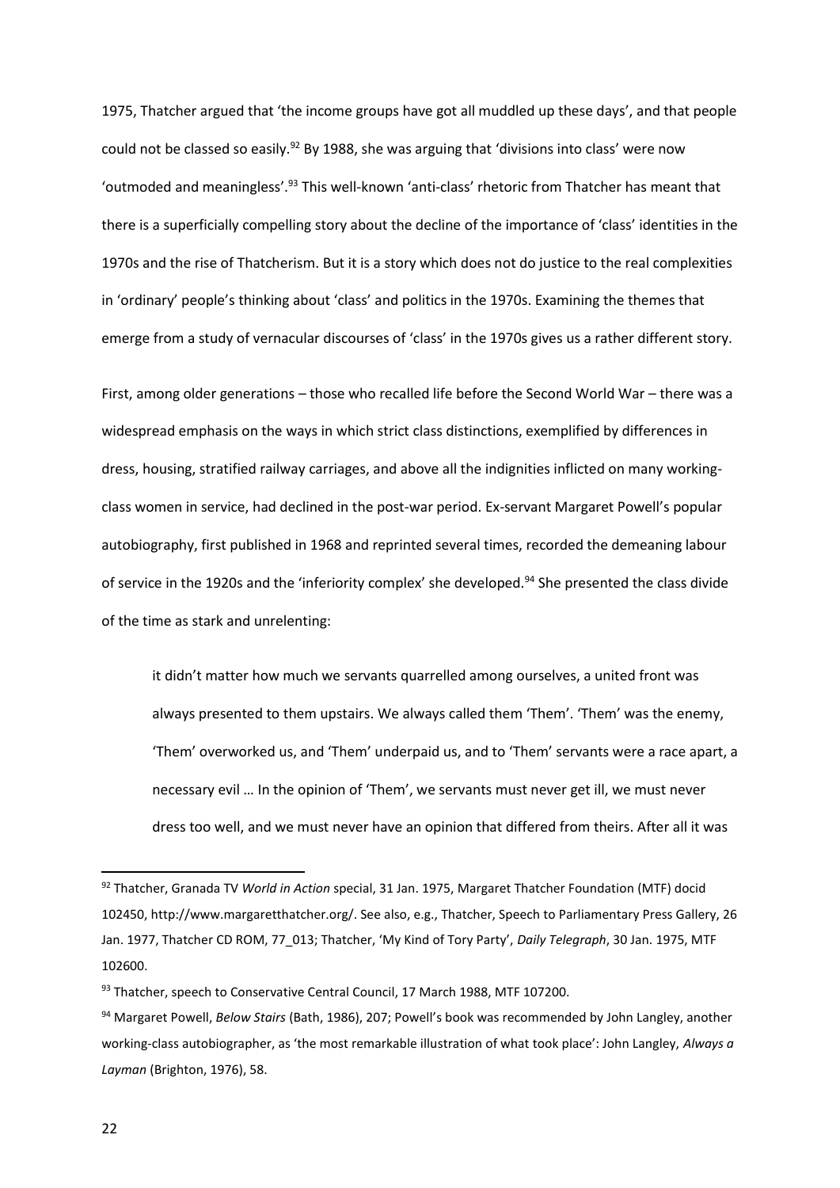1975, Thatcher argued that 'the income groups have got all muddled up these days', and that people could not be classed so easily.[92] By 1988, she was arguing that 'divisions into class' were now 'outmoded and meaningless'.[93] This well-known 'anti-class' rhetoric from Thatcher has meant that there is a superficially compelling story about the decline of the importance of 'class' identities in the 1970s and the rise of Thatcherism. But it is a story which does not do justice to the real complexities in 'ordinary' people's thinking about 'class' and politics in the 1970s. Examining the themes that emerge from a study of vernacular discourses of 'class' in the 1970s gives us a rather different story.

First, among older generations – those who recalled life before the Second World War – there was a widespread emphasis on the ways in which strict class distinctions, exemplified by differences in dress, housing, stratified railway carriages, and above all the indignities inflicted on many working-class women in service, had declined in the post-war period. Ex-servant Margaret Powell's popular autobiography, first published in 1968 and reprinted several times, recorded the demeaning labour of service in the 1920s and the 'inferiority complex' she developed.[94] She presented the class divide of the time as stark and unrelenting:

> it didn't matter how much we servants quarrelled among ourselves, a united front was always presented to them upstairs. We always called them 'Them'. 'Them' was the enemy, 'Them' overworked us, and 'Them' underpaid us, and to 'Them' servants were a race apart, a necessary evil … In the opinion of 'Them', we servants must never get ill, we must never dress too well, and we must never have an opinion that differed from theirs. After all it was

---

[92] Thatcher, Granada TV *World in Action* special, 31 Jan. 1975, Margaret Thatcher Foundation (MTF) docid 102450, http://www.margaretthatcher.org/. See also, e.g., Thatcher, Speech to Parliamentary Press Gallery, 26 Jan. 1977, Thatcher CD ROM, 77_013; Thatcher, 'My Kind of Tory Party', *Daily Telegraph*, 30 Jan. 1975, MTF 102600.

[93] Thatcher, speech to Conservative Central Council, 17 March 1988, MTF 107200.

[94] Margaret Powell, *Below Stairs* (Bath, 1986), 207; Powell's book was recommended by John Langley, another working-class autobiographer, as 'the most remarkable illustration of what took place': John Langley, *Always a Layman* (Brighton, 1976), 58.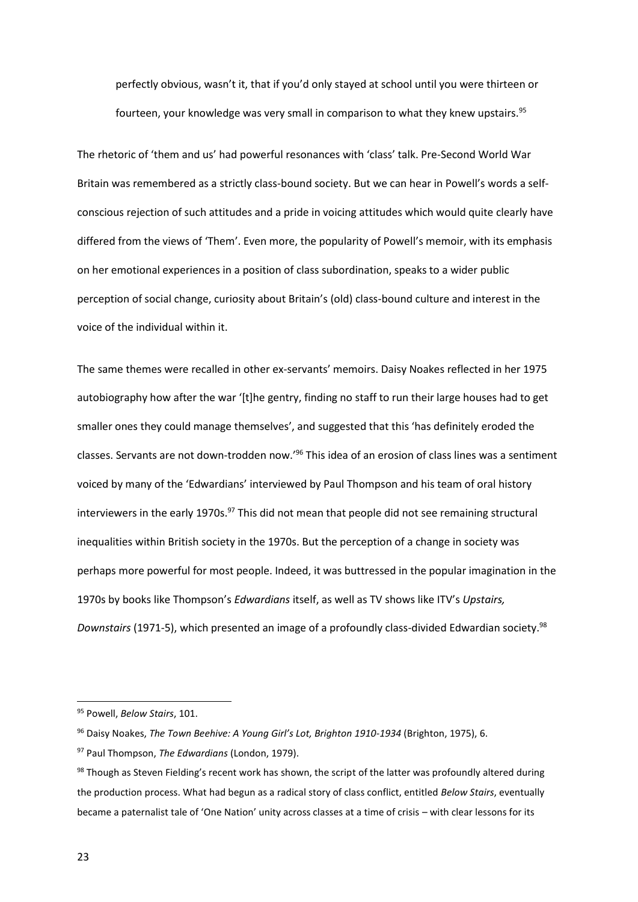perfectly obvious, wasn't it, that if you'd only stayed at school until you were thirteen or fourteen, your knowledge was very small in comparison to what they knew upstairs.[95]

The rhetoric of 'them and us' had powerful resonances with 'class' talk. Pre-Second World War Britain was remembered as a strictly class-bound society. But we can hear in Powell's words a self-conscious rejection of such attitudes and a pride in voicing attitudes which would quite clearly have differed from the views of 'Them'. Even more, the popularity of Powell's memoir, with its emphasis on her emotional experiences in a position of class subordination, speaks to a wider public perception of social change, curiosity about Britain's (old) class-bound culture and interest in the voice of the individual within it.

The same themes were recalled in other ex-servants' memoirs. Daisy Noakes reflected in her 1975 autobiography how after the war '[t]he gentry, finding no staff to run their large houses had to get smaller ones they could manage themselves', and suggested that this 'has definitely eroded the classes. Servants are not down-trodden now.'[96] This idea of an erosion of class lines was a sentiment voiced by many of the 'Edwardians' interviewed by Paul Thompson and his team of oral history interviewers in the early 1970s.[97] This did not mean that people did not see remaining structural inequalities within British society in the 1970s. But the perception of a change in society was perhaps more powerful for most people. Indeed, it was buttressed in the popular imagination in the 1970s by books like Thompson's *Edwardians* itself, as well as TV shows like ITV's *Upstairs, Downstairs* (1971-5), which presented an image of a profoundly class-divided Edwardian society.[98]

---

[95] Powell, *Below Stairs*, 101.

[96] Daisy Noakes, *The Town Beehive: A Young Girl's Lot, Brighton 1910-1934* (Brighton, 1975), 6.

[97] Paul Thompson, *The Edwardians* (London, 1979).

[98] Though as Steven Fielding's recent work has shown, the script of the latter was profoundly altered during the production process. What had begun as a radical story of class conflict, entitled *Below Stairs*, eventually became a paternalist tale of 'One Nation' unity across classes at a time of crisis – with clear lessons for its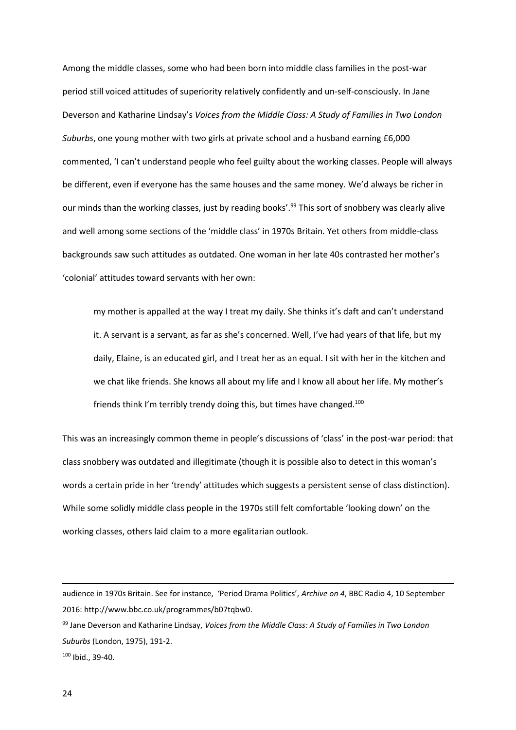Among the middle classes, some who had been born into middle class families in the post-war period still voiced attitudes of superiority relatively confidently and un-self-consciously. In Jane Deverson and Katharine Lindsay's *Voices from the Middle Class: A Study of Families in Two London Suburbs*, one young mother with two girls at private school and a husband earning £6,000 commented, 'I can't understand people who feel guilty about the working classes. People will always be different, even if everyone has the same houses and the same money. We'd always be richer in our minds than the working classes, just by reading books'.[99] This sort of snobbery was clearly alive and well among some sections of the 'middle class' in 1970s Britain. Yet others from middle-class backgrounds saw such attitudes as outdated. One woman in her late 40s contrasted her mother's 'colonial' attitudes toward servants with her own:

> my mother is appalled at the way I treat my daily. She thinks it's daft and can't understand it. A servant is a servant, as far as she's concerned. Well, I've had years of that life, but my daily, Elaine, is an educated girl, and I treat her as an equal. I sit with her in the kitchen and we chat like friends. She knows all about my life and I know all about her life. My mother's friends think I'm terribly trendy doing this, but times have changed.[100]

This was an increasingly common theme in people's discussions of 'class' in the post-war period: that class snobbery was outdated and illegitimate (though it is possible also to detect in this woman's words a certain pride in her 'trendy' attitudes which suggests a persistent sense of class distinction). While some solidly middle class people in the 1970s still felt comfortable 'looking down' on the working classes, others laid claim to a more egalitarian outlook.

---

audience in 1970s Britain. See for instance, 'Period Drama Politics', *Archive on 4*, BBC Radio 4, 10 September 2016: http://www.bbc.co.uk/programmes/b07tqbw0.

[99] Jane Deverson and Katharine Lindsay, *Voices from the Middle Class: A Study of Families in Two London Suburbs* (London, 1975), 191-2.

[100] Ibid., 39-40.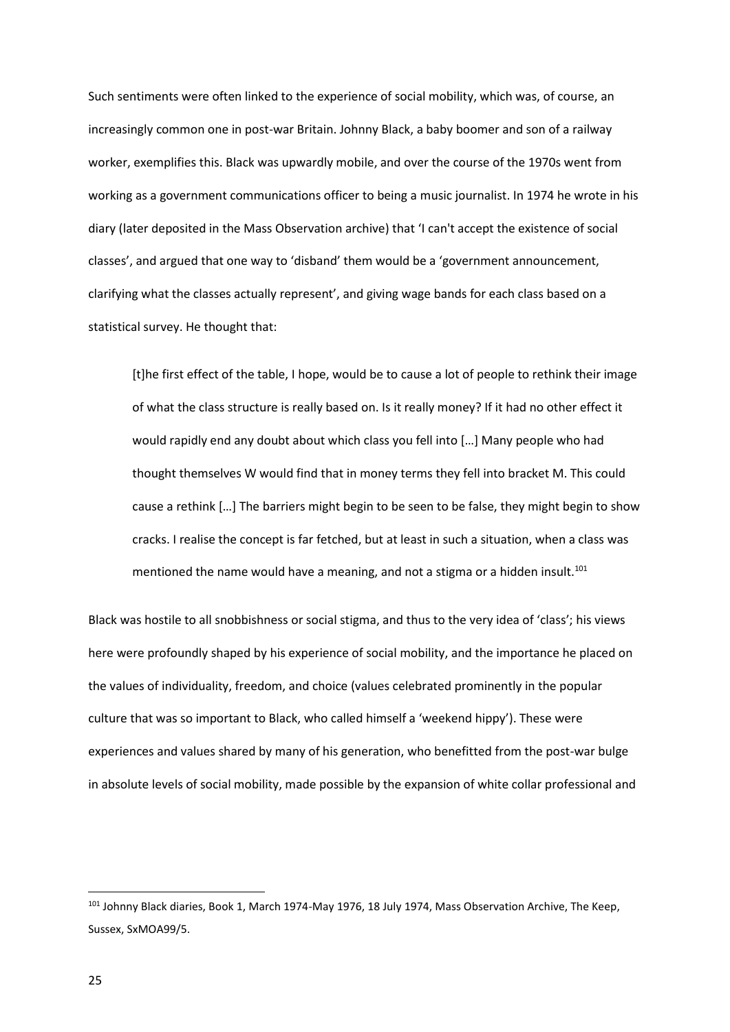Such sentiments were often linked to the experience of social mobility, which was, of course, an increasingly common one in post-war Britain. Johnny Black, a baby boomer and son of a railway worker, exemplifies this. Black was upwardly mobile, and over the course of the 1970s went from working as a government communications officer to being a music journalist. In 1974 he wrote in his diary (later deposited in the Mass Observation archive) that 'I can't accept the existence of social classes', and argued that one way to 'disband' them would be a 'government announcement, clarifying what the classes actually represent', and giving wage bands for each class based on a statistical survey. He thought that:

> [t]he first effect of the table, I hope, would be to cause a lot of people to rethink their image of what the class structure is really based on. Is it really money? If it had no other effect it would rapidly end any doubt about which class you fell into […] Many people who had thought themselves W would find that in money terms they fell into bracket M. This could cause a rethink […] The barriers might begin to be seen to be false, they might begin to show cracks. I realise the concept is far fetched, but at least in such a situation, when a class was mentioned the name would have a meaning, and not a stigma or a hidden insult.[101]

Black was hostile to all snobbishness or social stigma, and thus to the very idea of 'class'; his views here were profoundly shaped by his experience of social mobility, and the importance he placed on the values of individuality, freedom, and choice (values celebrated prominently in the popular culture that was so important to Black, who called himself a 'weekend hippy'). These were experiences and values shared by many of his generation, who benefitted from the post-war bulge in absolute levels of social mobility, made possible by the expansion of white collar professional and

---

[101] Johnny Black diaries, Book 1, March 1974-May 1976, 18 July 1974, Mass Observation Archive, The Keep, Sussex, SxMOA99/5.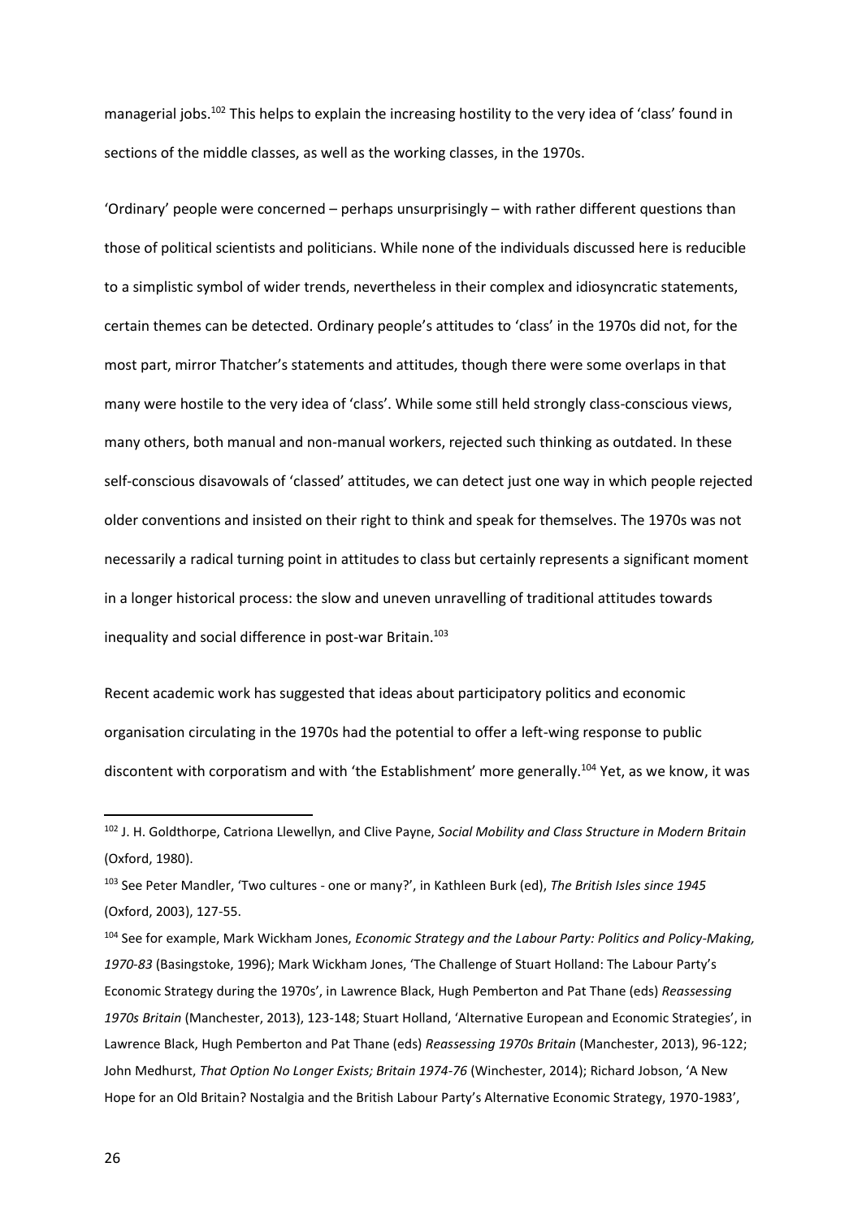managerial jobs.[102] This helps to explain the increasing hostility to the very idea of 'class' found in sections of the middle classes, as well as the working classes, in the 1970s.

'Ordinary' people were concerned – perhaps unsurprisingly – with rather different questions than those of political scientists and politicians. While none of the individuals discussed here is reducible to a simplistic symbol of wider trends, nevertheless in their complex and idiosyncratic statements, certain themes can be detected. Ordinary people's attitudes to 'class' in the 1970s did not, for the most part, mirror Thatcher's statements and attitudes, though there were some overlaps in that many were hostile to the very idea of 'class'. While some still held strongly class-conscious views, many others, both manual and non-manual workers, rejected such thinking as outdated. In these self-conscious disavowals of 'classed' attitudes, we can detect just one way in which people rejected older conventions and insisted on their right to think and speak for themselves. The 1970s was not necessarily a radical turning point in attitudes to class but certainly represents a significant moment in a longer historical process: the slow and uneven unravelling of traditional attitudes towards inequality and social difference in post-war Britain.[103]

Recent academic work has suggested that ideas about participatory politics and economic organisation circulating in the 1970s had the potential to offer a left-wing response to public discontent with corporatism and with 'the Establishment' more generally.[104] Yet, as we know, it was

---

[102] J. H. Goldthorpe, Catriona Llewellyn, and Clive Payne, *Social Mobility and Class Structure in Modern Britain* (Oxford, 1980).

[103] See Peter Mandler, 'Two cultures - one or many?', in Kathleen Burk (ed), *The British Isles since 1945* (Oxford, 2003), 127-55.

[104] See for example, Mark Wickham Jones, *Economic Strategy and the Labour Party: Politics and Policy-Making, 1970-83* (Basingstoke, 1996); Mark Wickham Jones, 'The Challenge of Stuart Holland: The Labour Party's Economic Strategy during the 1970s', in Lawrence Black, Hugh Pemberton and Pat Thane (eds) *Reassessing 1970s Britain* (Manchester, 2013), 123-148; Stuart Holland, 'Alternative European and Economic Strategies', in Lawrence Black, Hugh Pemberton and Pat Thane (eds) *Reassessing 1970s Britain* (Manchester, 2013), 96-122; John Medhurst, *That Option No Longer Exists; Britain 1974-76* (Winchester, 2014); Richard Jobson, 'A New Hope for an Old Britain? Nostalgia and the British Labour Party's Alternative Economic Strategy, 1970-1983',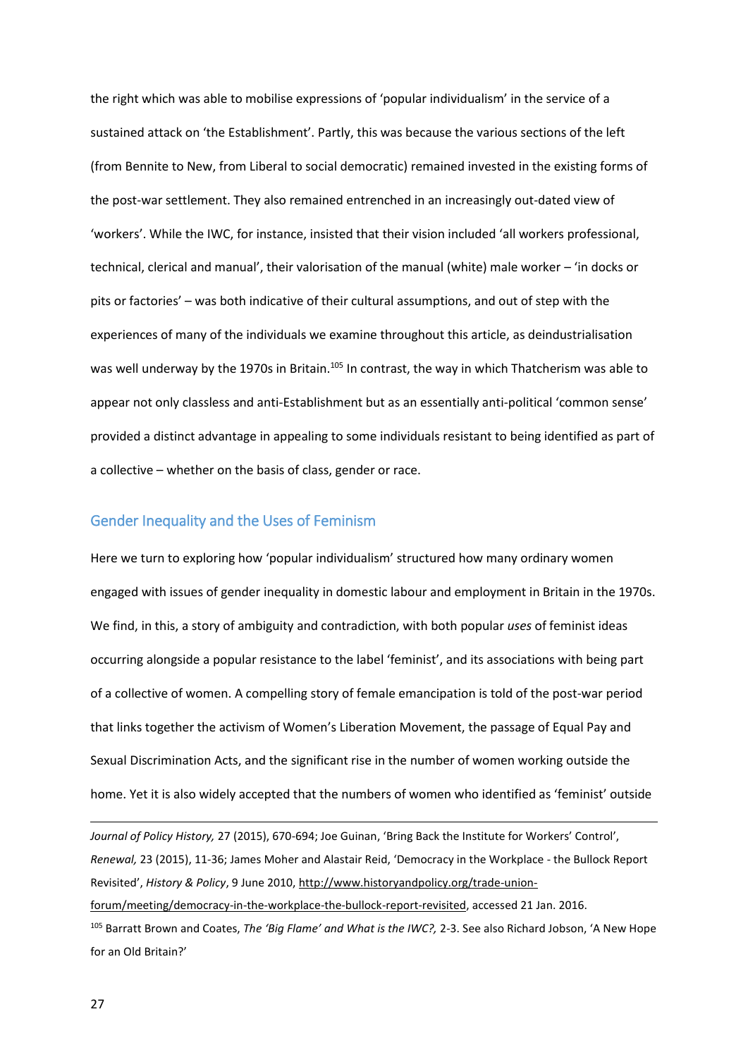the right which was able to mobilise expressions of 'popular individualism' in the service of a sustained attack on 'the Establishment'. Partly, this was because the various sections of the left (from Bennite to New, from Liberal to social democratic) remained invested in the existing forms of the post-war settlement. They also remained entrenched in an increasingly out-dated view of 'workers'. While the IWC, for instance, insisted that their vision included 'all workers professional, technical, clerical and manual', their valorisation of the manual (white) male worker – 'in docks or pits or factories' – was both indicative of their cultural assumptions, and out of step with the experiences of many of the individuals we examine throughout this article, as deindustrialisation was well underway by the 1970s in Britain.[105] In contrast, the way in which Thatcherism was able to appear not only classless and anti-Establishment but as an essentially anti-political 'common sense' provided a distinct advantage in appealing to some individuals resistant to being identified as part of a collective – whether on the basis of class, gender or race.

## Gender Inequality and the Uses of Feminism

Here we turn to exploring how 'popular individualism' structured how many ordinary women engaged with issues of gender inequality in domestic labour and employment in Britain in the 1970s. We find, in this, a story of ambiguity and contradiction, with both popular *uses* of feminist ideas occurring alongside a popular resistance to the label 'feminist', and its associations with being part of a collective of women. A compelling story of female emancipation is told of the post-war period that links together the activism of Women's Liberation Movement, the passage of Equal Pay and Sexual Discrimination Acts, and the significant rise in the number of women working outside the home. Yet it is also widely accepted that the numbers of women who identified as 'feminist' outside

---

*Journal of Policy History,* 27 (2015), 670-694; Joe Guinan, 'Bring Back the Institute for Workers' Control', *Renewal,* 23 (2015), 11-36; James Moher and Alastair Reid, 'Democracy in the Workplace - the Bullock Report Revisited', *History & Policy*, 9 June 2010, http://www.historyandpolicy.org/trade-union-forum/meeting/democracy-in-the-workplace-the-bullock-report-revisited, accessed 21 Jan. 2016.

[105] Barratt Brown and Coates, *The 'Big Flame' and What is the IWC?,* 2-3. See also Richard Jobson, 'A New Hope for an Old Britain?'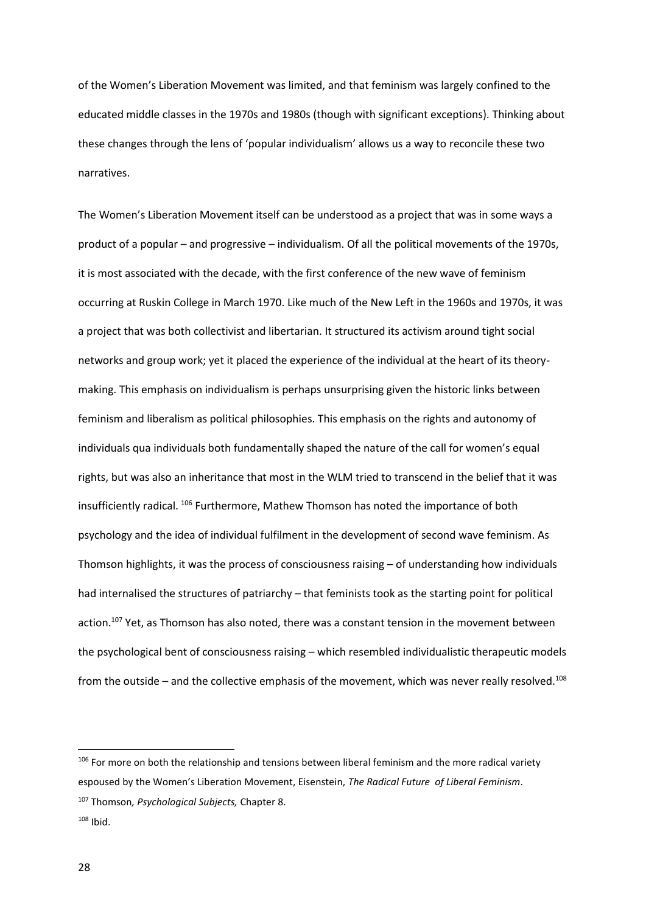of the Women's Liberation Movement was limited, and that feminism was largely confined to the educated middle classes in the 1970s and 1980s (though with significant exceptions). Thinking about these changes through the lens of 'popular individualism' allows us a way to reconcile these two narratives.

The Women's Liberation Movement itself can be understood as a project that was in some ways a product of a popular – and progressive – individualism. Of all the political movements of the 1970s, it is most associated with the decade, with the first conference of the new wave of feminism occurring at Ruskin College in March 1970. Like much of the New Left in the 1960s and 1970s, it was a project that was both collectivist and libertarian. It structured its activism around tight social networks and group work; yet it placed the experience of the individual at the heart of its theory-making. This emphasis on individualism is perhaps unsurprising given the historic links between feminism and liberalism as political philosophies. This emphasis on the rights and autonomy of individuals qua individuals both fundamentally shaped the nature of the call for women's equal rights, but was also an inheritance that most in the WLM tried to transcend in the belief that it was insufficiently radical. [106] Furthermore, Mathew Thomson has noted the importance of both psychology and the idea of individual fulfilment in the development of second wave feminism. As Thomson highlights, it was the process of consciousness raising – of understanding how individuals had internalised the structures of patriarchy – that feminists took as the starting point for political action.[107] Yet, as Thomson has also noted, there was a constant tension in the movement between the psychological bent of consciousness raising – which resembled individualistic therapeutic models from the outside – and the collective emphasis of the movement, which was never really resolved.[108]

---

[106] For more on both the relationship and tensions between liberal feminism and the more radical variety espoused by the Women's Liberation Movement, Eisenstein, *The Radical Future of Liberal Feminism*.

[107] Thomson, *Psychological Subjects,* Chapter 8.

[108] Ibid.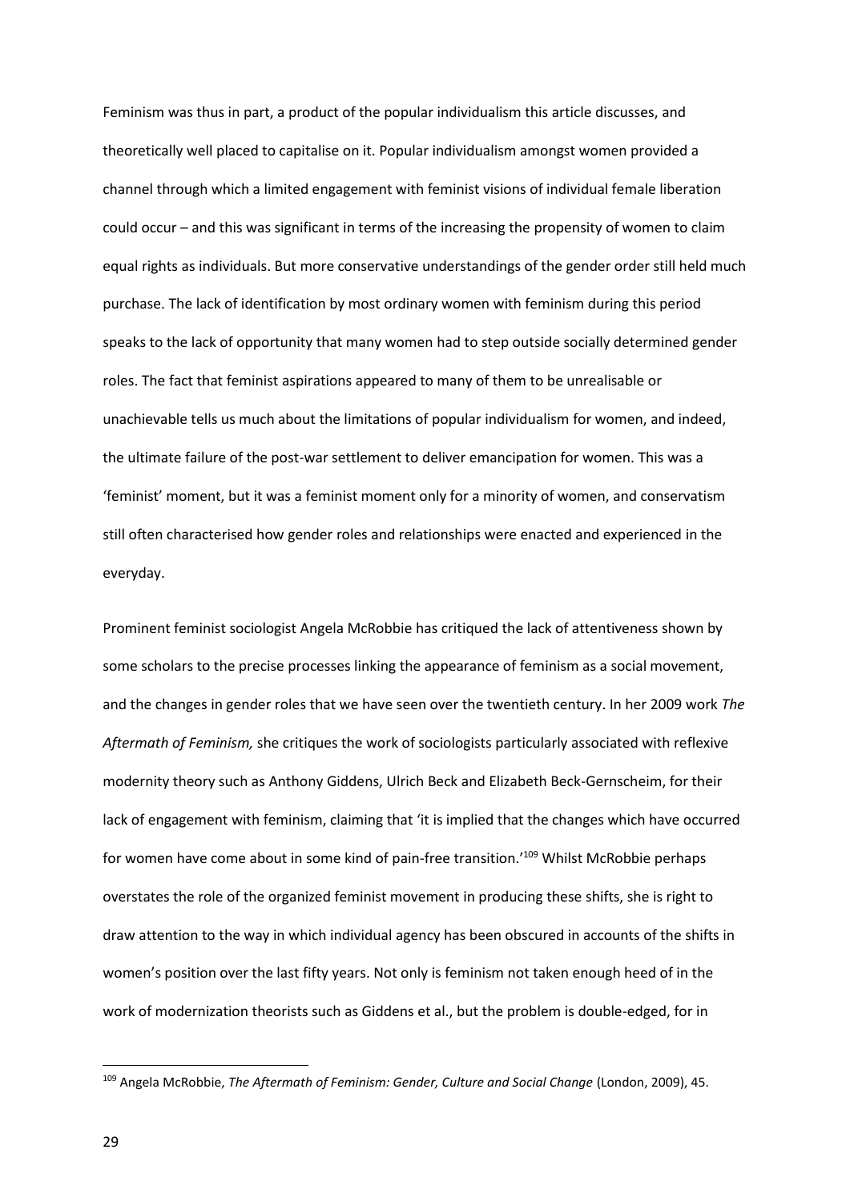Feminism was thus in part, a product of the popular individualism this article discusses, and theoretically well placed to capitalise on it. Popular individualism amongst women provided a channel through which a limited engagement with feminist visions of individual female liberation could occur – and this was significant in terms of the increasing the propensity of women to claim equal rights as individuals. But more conservative understandings of the gender order still held much purchase. The lack of identification by most ordinary women with feminism during this period speaks to the lack of opportunity that many women had to step outside socially determined gender roles. The fact that feminist aspirations appeared to many of them to be unrealisable or unachievable tells us much about the limitations of popular individualism for women, and indeed, the ultimate failure of the post-war settlement to deliver emancipation for women. This was a 'feminist' moment, but it was a feminist moment only for a minority of women, and conservatism still often characterised how gender roles and relationships were enacted and experienced in the everyday.

Prominent feminist sociologist Angela McRobbie has critiqued the lack of attentiveness shown by some scholars to the precise processes linking the appearance of feminism as a social movement, and the changes in gender roles that we have seen over the twentieth century. In her 2009 work *The Aftermath of Feminism,* she critiques the work of sociologists particularly associated with reflexive modernity theory such as Anthony Giddens, Ulrich Beck and Elizabeth Beck-Gernscheim, for their lack of engagement with feminism, claiming that 'it is implied that the changes which have occurred for women have come about in some kind of pain-free transition.'[109] Whilst McRobbie perhaps overstates the role of the organized feminist movement in producing these shifts, she is right to draw attention to the way in which individual agency has been obscured in accounts of the shifts in women's position over the last fifty years. Not only is feminism not taken enough heed of in the work of modernization theorists such as Giddens et al., but the problem is double-edged, for in

[109] Angela McRobbie, *The Aftermath of Feminism: Gender, Culture and Social Change* (London, 2009), 45.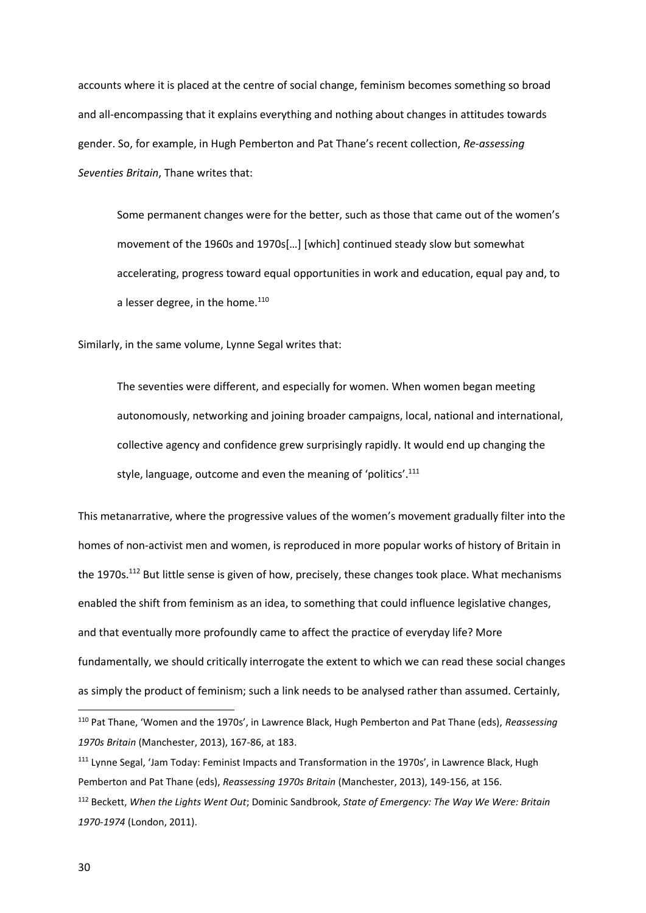accounts where it is placed at the centre of social change, feminism becomes something so broad and all-encompassing that it explains everything and nothing about changes in attitudes towards gender. So, for example, in Hugh Pemberton and Pat Thane's recent collection, *Re-assessing Seventies Britain*, Thane writes that:

> Some permanent changes were for the better, such as those that came out of the women's movement of the 1960s and 1970s[…] [which] continued steady slow but somewhat accelerating, progress toward equal opportunities in work and education, equal pay and, to a lesser degree, in the home.[110]

Similarly, in the same volume, Lynne Segal writes that:

> The seventies were different, and especially for women. When women began meeting autonomously, networking and joining broader campaigns, local, national and international, collective agency and confidence grew surprisingly rapidly. It would end up changing the style, language, outcome and even the meaning of 'politics'.[111]

This metanarrative, where the progressive values of the women's movement gradually filter into the homes of non-activist men and women, is reproduced in more popular works of history of Britain in the 1970s.[112] But little sense is given of how, precisely, these changes took place. What mechanisms enabled the shift from feminism as an idea, to something that could influence legislative changes, and that eventually more profoundly came to affect the practice of everyday life? More fundamentally, we should critically interrogate the extent to which we can read these social changes as simply the product of feminism; such a link needs to be analysed rather than assumed. Certainly,

---

[110] Pat Thane, 'Women and the 1970s', in Lawrence Black, Hugh Pemberton and Pat Thane (eds), *Reassessing 1970s Britain* (Manchester, 2013), 167-86, at 183.

[111] Lynne Segal, 'Jam Today: Feminist Impacts and Transformation in the 1970s', in Lawrence Black, Hugh Pemberton and Pat Thane (eds), *Reassessing 1970s Britain* (Manchester, 2013), 149-156, at 156.

[112] Beckett, *When the Lights Went Out*; Dominic Sandbrook, *State of Emergency: The Way We Were: Britain 1970-1974* (London, 2011).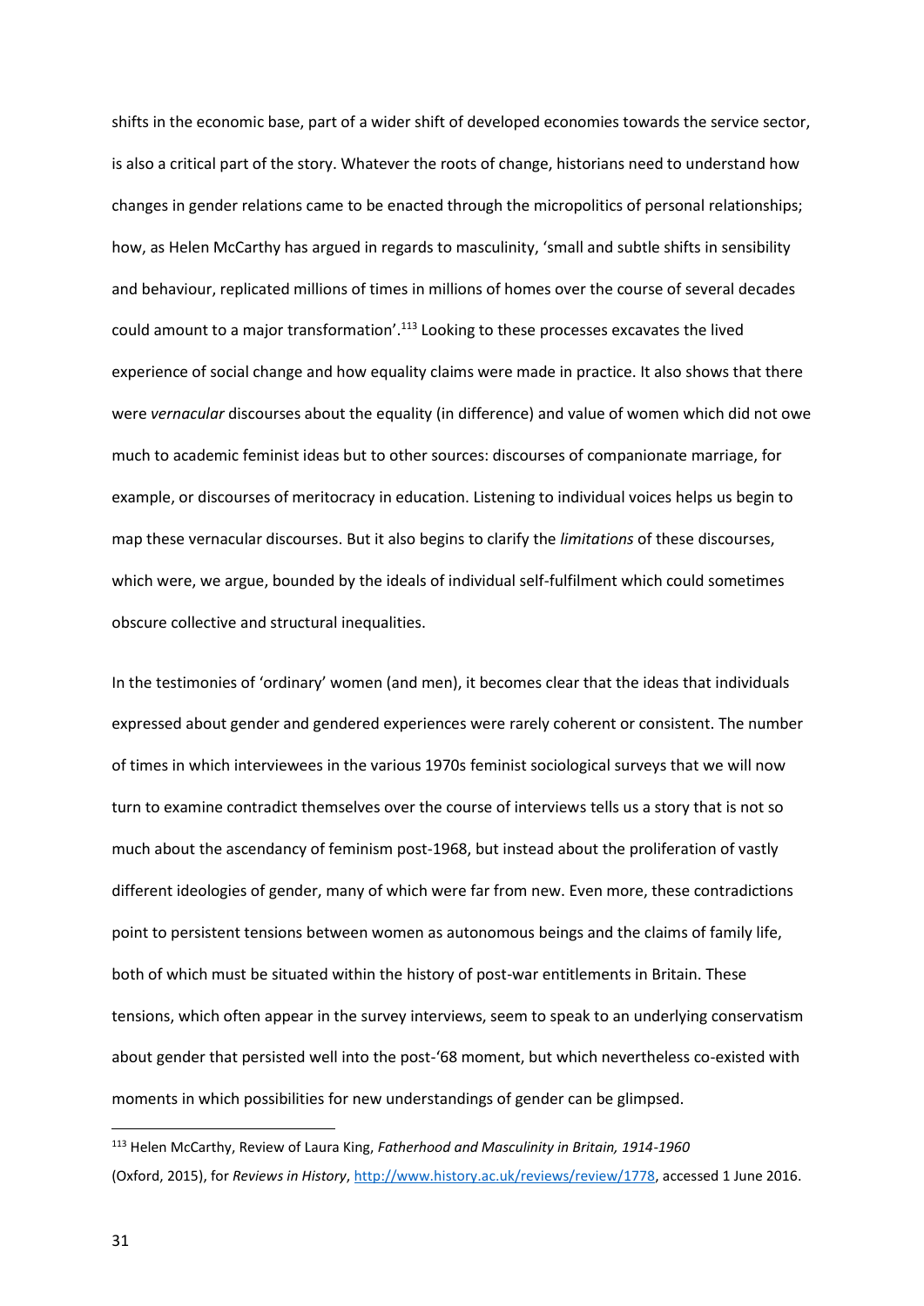shifts in the economic base, part of a wider shift of developed economies towards the service sector, is also a critical part of the story. Whatever the roots of change, historians need to understand how changes in gender relations came to be enacted through the micropolitics of personal relationships; how, as Helen McCarthy has argued in regards to masculinity, 'small and subtle shifts in sensibility and behaviour, replicated millions of times in millions of homes over the course of several decades could amount to a major transformation'.[113] Looking to these processes excavates the lived experience of social change and how equality claims were made in practice. It also shows that there were *vernacular* discourses about the equality (in difference) and value of women which did not owe much to academic feminist ideas but to other sources: discourses of companionate marriage, for example, or discourses of meritocracy in education. Listening to individual voices helps us begin to map these vernacular discourses. But it also begins to clarify the *limitations* of these discourses, which were, we argue, bounded by the ideals of individual self-fulfilment which could sometimes obscure collective and structural inequalities.

In the testimonies of 'ordinary' women (and men), it becomes clear that the ideas that individuals expressed about gender and gendered experiences were rarely coherent or consistent. The number of times in which interviewees in the various 1970s feminist sociological surveys that we will now turn to examine contradict themselves over the course of interviews tells us a story that is not so much about the ascendancy of feminism post-1968, but instead about the proliferation of vastly different ideologies of gender, many of which were far from new. Even more, these contradictions point to persistent tensions between women as autonomous beings and the claims of family life, both of which must be situated within the history of post-war entitlements in Britain. These tensions, which often appear in the survey interviews, seem to speak to an underlying conservatism about gender that persisted well into the post-'68 moment, but which nevertheless co-existed with moments in which possibilities for new understandings of gender can be glimpsed.

---

[113] Helen McCarthy, Review of Laura King, *Fatherhood and Masculinity in Britain, 1914-1960* (Oxford, 2015), for *Reviews in History*, http://www.history.ac.uk/reviews/review/1778, accessed 1 June 2016.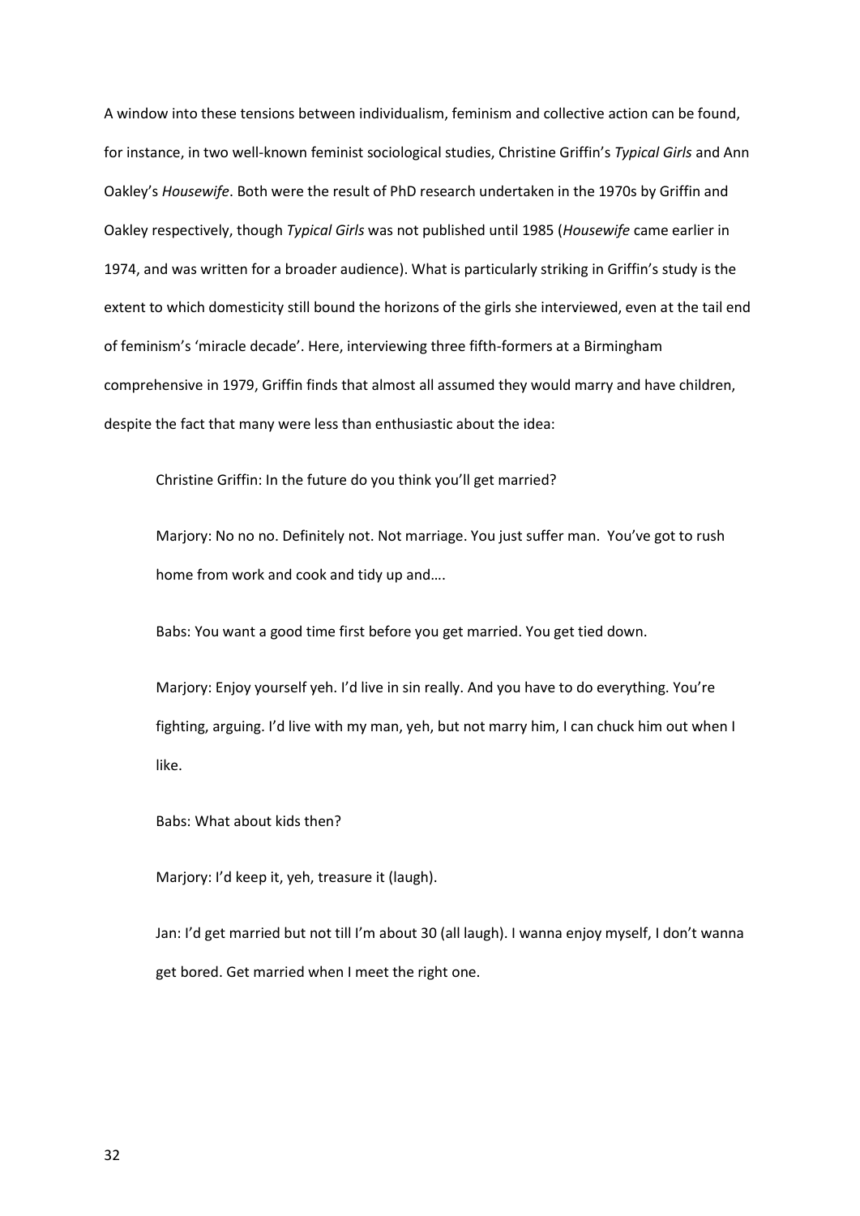A window into these tensions between individualism, feminism and collective action can be found, for instance, in two well-known feminist sociological studies, Christine Griffin's *Typical Girls* and Ann Oakley's *Housewife*. Both were the result of PhD research undertaken in the 1970s by Griffin and Oakley respectively, though *Typical Girls* was not published until 1985 (*Housewife* came earlier in 1974, and was written for a broader audience). What is particularly striking in Griffin's study is the extent to which domesticity still bound the horizons of the girls she interviewed, even at the tail end of feminism's 'miracle decade'. Here, interviewing three fifth-formers at a Birmingham comprehensive in 1979, Griffin finds that almost all assumed they would marry and have children, despite the fact that many were less than enthusiastic about the idea:

> Christine Griffin: In the future do you think you'll get married?
>
> Marjory: No no no. Definitely not. Not marriage. You just suffer man. You've got to rush home from work and cook and tidy up and….
>
> Babs: You want a good time first before you get married. You get tied down.
>
> Marjory: Enjoy yourself yeh. I'd live in sin really. And you have to do everything. You're fighting, arguing. I'd live with my man, yeh, but not marry him, I can chuck him out when I like.
>
> Babs: What about kids then?
>
> Marjory: I'd keep it, yeh, treasure it (laugh).
>
> Jan: I'd get married but not till I'm about 30 (all laugh). I wanna enjoy myself, I don't wanna get bored. Get married when I meet the right one.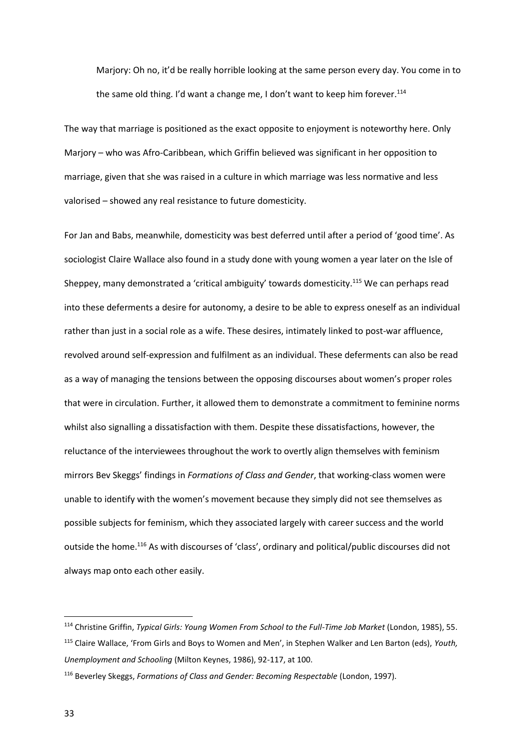> Marjory: Oh no, it'd be really horrible looking at the same person every day. You come in to the same old thing. I'd want a change me, I don't want to keep him forever.[114]

The way that marriage is positioned as the exact opposite to enjoyment is noteworthy here. Only Marjory – who was Afro-Caribbean, which Griffin believed was significant in her opposition to marriage, given that she was raised in a culture in which marriage was less normative and less valorised – showed any real resistance to future domesticity.

For Jan and Babs, meanwhile, domesticity was best deferred until after a period of 'good time'. As sociologist Claire Wallace also found in a study done with young women a year later on the Isle of Sheppey, many demonstrated a 'critical ambiguity' towards domesticity.[115] We can perhaps read into these deferments a desire for autonomy, a desire to be able to express oneself as an individual rather than just in a social role as a wife. These desires, intimately linked to post-war affluence, revolved around self-expression and fulfilment as an individual. These deferments can also be read as a way of managing the tensions between the opposing discourses about women's proper roles that were in circulation. Further, it allowed them to demonstrate a commitment to feminine norms whilst also signalling a dissatisfaction with them. Despite these dissatisfactions, however, the reluctance of the interviewees throughout the work to overtly align themselves with feminism mirrors Bev Skeggs' findings in *Formations of Class and Gender*, that working-class women were unable to identify with the women's movement because they simply did not see themselves as possible subjects for feminism, which they associated largely with career success and the world outside the home.[116] As with discourses of 'class', ordinary and political/public discourses did not always map onto each other easily.

---

[114] Christine Griffin, *Typical Girls: Young Women From School to the Full-Time Job Market* (London, 1985), 55.

[115] Claire Wallace, 'From Girls and Boys to Women and Men', in Stephen Walker and Len Barton (eds), *Youth, Unemployment and Schooling* (Milton Keynes, 1986), 92-117, at 100.

[116] Beverley Skeggs, *Formations of Class and Gender: Becoming Respectable* (London, 1997).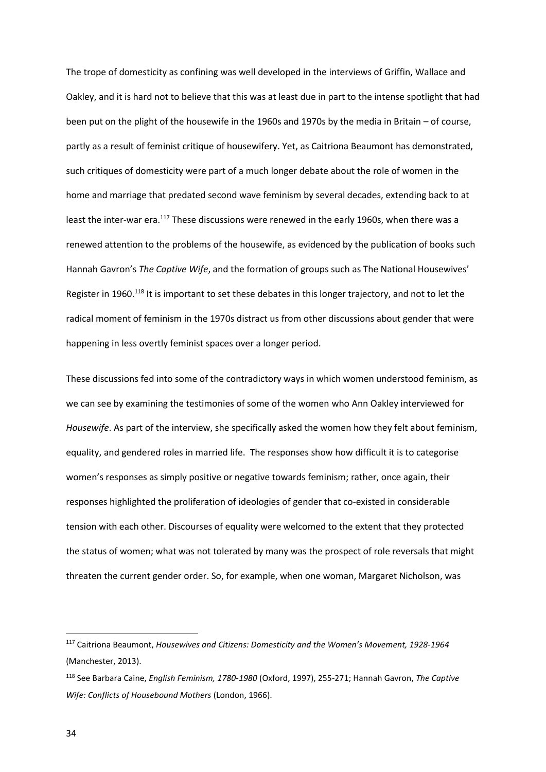The trope of domesticity as confining was well developed in the interviews of Griffin, Wallace and Oakley, and it is hard not to believe that this was at least due in part to the intense spotlight that had been put on the plight of the housewife in the 1960s and 1970s by the media in Britain – of course, partly as a result of feminist critique of housewifery. Yet, as Caitriona Beaumont has demonstrated, such critiques of domesticity were part of a much longer debate about the role of women in the home and marriage that predated second wave feminism by several decades, extending back to at least the inter-war era.[117] These discussions were renewed in the early 1960s, when there was a renewed attention to the problems of the housewife, as evidenced by the publication of books such Hannah Gavron's *The Captive Wife*, and the formation of groups such as The National Housewives' Register in 1960.[118] It is important to set these debates in this longer trajectory, and not to let the radical moment of feminism in the 1970s distract us from other discussions about gender that were happening in less overtly feminist spaces over a longer period.

These discussions fed into some of the contradictory ways in which women understood feminism, as we can see by examining the testimonies of some of the women who Ann Oakley interviewed for *Housewife*. As part of the interview, she specifically asked the women how they felt about feminism, equality, and gendered roles in married life. The responses show how difficult it is to categorise women's responses as simply positive or negative towards feminism; rather, once again, their responses highlighted the proliferation of ideologies of gender that co-existed in considerable tension with each other. Discourses of equality were welcomed to the extent that they protected the status of women; what was not tolerated by many was the prospect of role reversals that might threaten the current gender order. So, for example, when one woman, Margaret Nicholson, was

---

[117] Caitriona Beaumont, *Housewives and Citizens: Domesticity and the Women's Movement, 1928-1964* (Manchester, 2013).

[118] See Barbara Caine, *English Feminism, 1780-1980* (Oxford, 1997), 255-271; Hannah Gavron, *The Captive Wife: Conflicts of Housebound Mothers* (London, 1966).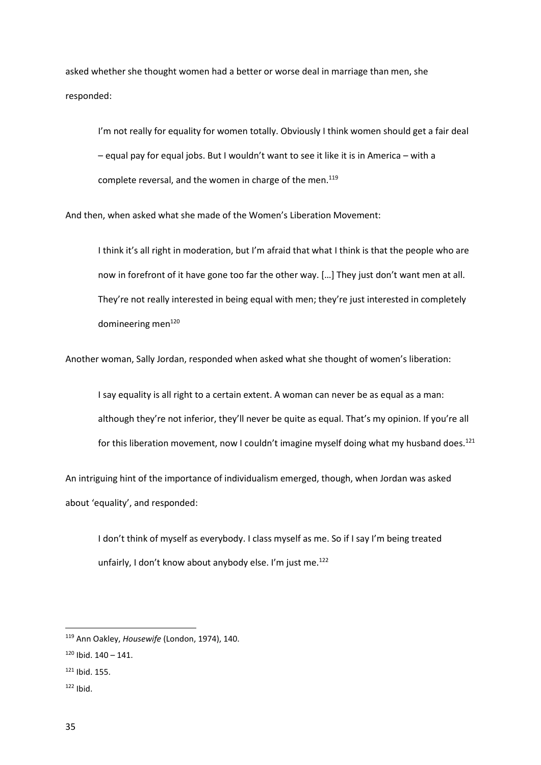asked whether she thought women had a better or worse deal in marriage than men, she responded:

> I'm not really for equality for women totally. Obviously I think women should get a fair deal – equal pay for equal jobs. But I wouldn't want to see it like it is in America – with a complete reversal, and the women in charge of the men.[119]

And then, when asked what she made of the Women's Liberation Movement:

> I think it's all right in moderation, but I'm afraid that what I think is that the people who are now in forefront of it have gone too far the other way. […] They just don't want men at all. They're not really interested in being equal with men; they're just interested in completely domineering men[120]

Another woman, Sally Jordan, responded when asked what she thought of women's liberation:

> I say equality is all right to a certain extent. A woman can never be as equal as a man: although they're not inferior, they'll never be quite as equal. That's my opinion. If you're all for this liberation movement, now I couldn't imagine myself doing what my husband does.[121]

An intriguing hint of the importance of individualism emerged, though, when Jordan was asked about 'equality', and responded:

> I don't think of myself as everybody. I class myself as me. So if I say I'm being treated unfairly, I don't know about anybody else. I'm just me.[122]

---

[119] Ann Oakley, *Housewife* (London, 1974), 140.

[120] Ibid. 140 – 141.

[121] Ibid. 155.

[122] Ibid.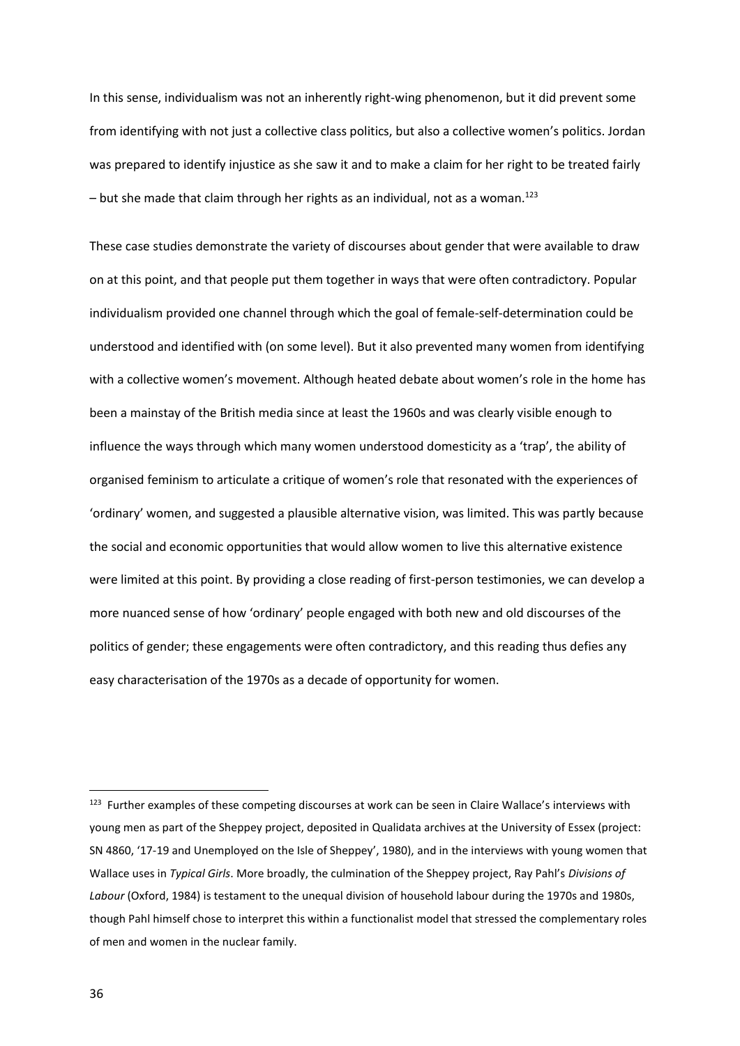In this sense, individualism was not an inherently right-wing phenomenon, but it did prevent some from identifying with not just a collective class politics, but also a collective women's politics. Jordan was prepared to identify injustice as she saw it and to make a claim for her right to be treated fairly – but she made that claim through her rights as an individual, not as a woman.[123]

These case studies demonstrate the variety of discourses about gender that were available to draw on at this point, and that people put them together in ways that were often contradictory. Popular individualism provided one channel through which the goal of female-self-determination could be understood and identified with (on some level). But it also prevented many women from identifying with a collective women's movement. Although heated debate about women's role in the home has been a mainstay of the British media since at least the 1960s and was clearly visible enough to influence the ways through which many women understood domesticity as a 'trap', the ability of organised feminism to articulate a critique of women's role that resonated with the experiences of 'ordinary' women, and suggested a plausible alternative vision, was limited. This was partly because the social and economic opportunities that would allow women to live this alternative existence were limited at this point. By providing a close reading of first-person testimonies, we can develop a more nuanced sense of how 'ordinary' people engaged with both new and old discourses of the politics of gender; these engagements were often contradictory, and this reading thus defies any easy characterisation of the 1970s as a decade of opportunity for women.

---

[123] Further examples of these competing discourses at work can be seen in Claire Wallace's interviews with young men as part of the Sheppey project, deposited in Qualidata archives at the University of Essex (project: SN 4860, '17-19 and Unemployed on the Isle of Sheppey', 1980), and in the interviews with young women that Wallace uses in *Typical Girls*. More broadly, the culmination of the Sheppey project, Ray Pahl's *Divisions of Labour* (Oxford, 1984) is testament to the unequal division of household labour during the 1970s and 1980s, though Pahl himself chose to interpret this within a functionalist model that stressed the complementary roles of men and women in the nuclear family.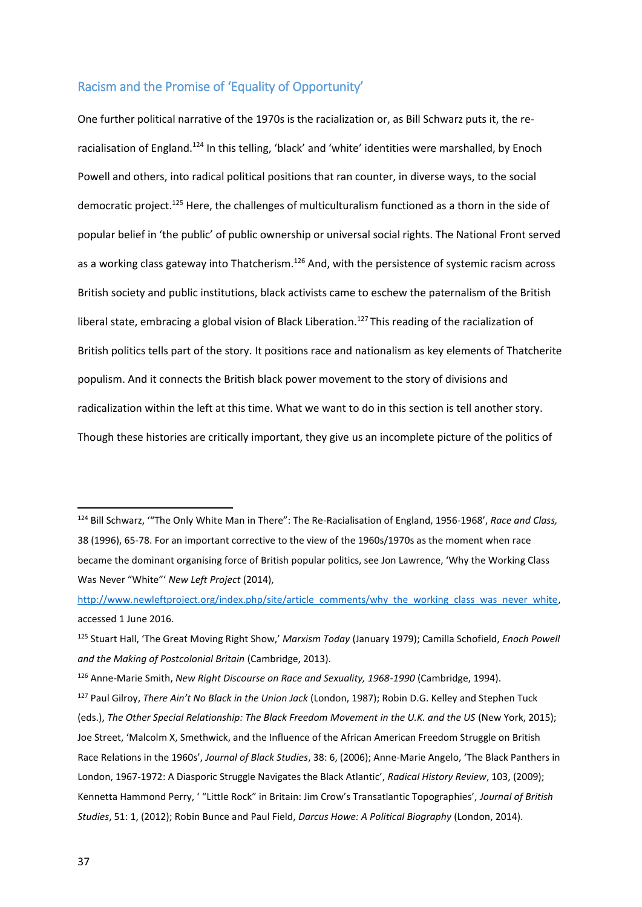## Racism and the Promise of 'Equality of Opportunity'

One further political narrative of the 1970s is the racialization or, as Bill Schwarz puts it, the re-racialisation of England.[124] In this telling, 'black' and 'white' identities were marshalled, by Enoch Powell and others, into radical political positions that ran counter, in diverse ways, to the social democratic project.[125] Here, the challenges of multiculturalism functioned as a thorn in the side of popular belief in 'the public' of public ownership or universal social rights. The National Front served as a working class gateway into Thatcherism.[126] And, with the persistence of systemic racism across British society and public institutions, black activists came to eschew the paternalism of the British liberal state, embracing a global vision of Black Liberation.[127] This reading of the racialization of British politics tells part of the story. It positions race and nationalism as key elements of Thatcherite populism. And it connects the British black power movement to the story of divisions and radicalization within the left at this time. What we want to do in this section is tell another story. Though these histories are critically important, they give us an incomplete picture of the politics of

---

[124] Bill Schwarz, '"The Only White Man in There": The Re-Racialisation of England, 1956-1968', *Race and Class,* 38 (1996), 65-78. For an important corrective to the view of the 1960s/1970s as the moment when race became the dominant organising force of British popular politics, see Jon Lawrence, 'Why the Working Class Was Never "White"' *New Left Project* (2014), http://www.newleftproject.org/index.php/site/article_comments/why_the_working_class_was_never_white, accessed 1 June 2016.

[125] Stuart Hall, 'The Great Moving Right Show,' *Marxism Today* (January 1979); Camilla Schofield, *Enoch Powell and the Making of Postcolonial Britain* (Cambridge, 2013).

[126] Anne-Marie Smith, *New Right Discourse on Race and Sexuality, 1968-1990* (Cambridge, 1994).

[127] Paul Gilroy, *There Ain't No Black in the Union Jack* (London, 1987); Robin D.G. Kelley and Stephen Tuck (eds.), *The Other Special Relationship: The Black Freedom Movement in the U.K. and the US* (New York, 2015); Joe Street, 'Malcolm X, Smethwick, and the Influence of the African American Freedom Struggle on British Race Relations in the 1960s', *Journal of Black Studies*, 38: 6, (2006); Anne-Marie Angelo, 'The Black Panthers in London, 1967-1972: A Diasporic Struggle Navigates the Black Atlantic', *Radical History Review*, 103, (2009); Kennetta Hammond Perry, ' "Little Rock" in Britain: Jim Crow's Transatlantic Topographies', *Journal of British Studies*, 51: 1, (2012); Robin Bunce and Paul Field, *Darcus Howe: A Political Biography* (London, 2014).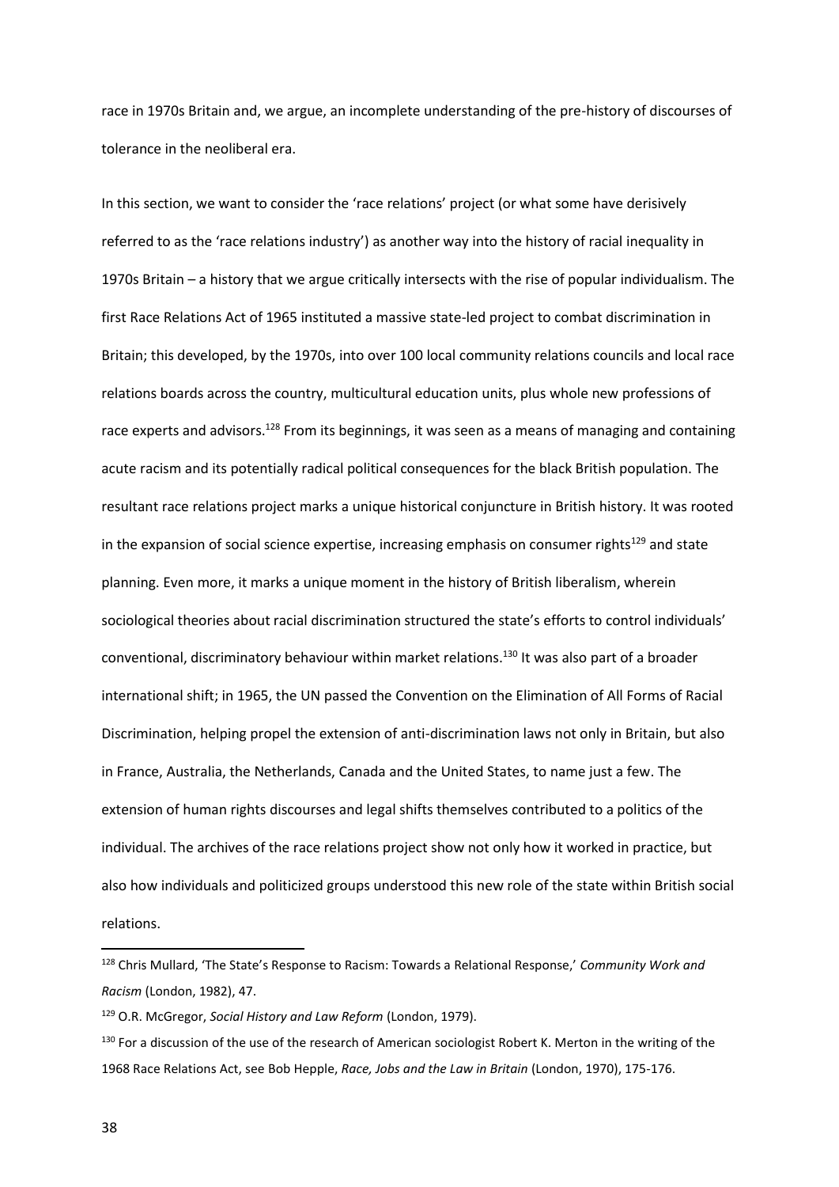race in 1970s Britain and, we argue, an incomplete understanding of the pre-history of discourses of tolerance in the neoliberal era.

In this section, we want to consider the 'race relations' project (or what some have derisively referred to as the 'race relations industry') as another way into the history of racial inequality in 1970s Britain – a history that we argue critically intersects with the rise of popular individualism. The first Race Relations Act of 1965 instituted a massive state-led project to combat discrimination in Britain; this developed, by the 1970s, into over 100 local community relations councils and local race relations boards across the country, multicultural education units, plus whole new professions of race experts and advisors.[128] From its beginnings, it was seen as a means of managing and containing acute racism and its potentially radical political consequences for the black British population. The resultant race relations project marks a unique historical conjuncture in British history. It was rooted in the expansion of social science expertise, increasing emphasis on consumer rights[129] and state planning. Even more, it marks a unique moment in the history of British liberalism, wherein sociological theories about racial discrimination structured the state's efforts to control individuals' conventional, discriminatory behaviour within market relations.[130] It was also part of a broader international shift; in 1965, the UN passed the Convention on the Elimination of All Forms of Racial Discrimination, helping propel the extension of anti-discrimination laws not only in Britain, but also in France, Australia, the Netherlands, Canada and the United States, to name just a few. The extension of human rights discourses and legal shifts themselves contributed to a politics of the individual. The archives of the race relations project show not only how it worked in practice, but also how individuals and politicized groups understood this new role of the state within British social relations.

---

[128] Chris Mullard, 'The State's Response to Racism: Towards a Relational Response,' *Community Work and Racism* (London, 1982), 47.

[129] O.R. McGregor, *Social History and Law Reform* (London, 1979).

[130] For a discussion of the use of the research of American sociologist Robert K. Merton in the writing of the 1968 Race Relations Act, see Bob Hepple, *Race, Jobs and the Law in Britain* (London, 1970), 175-176.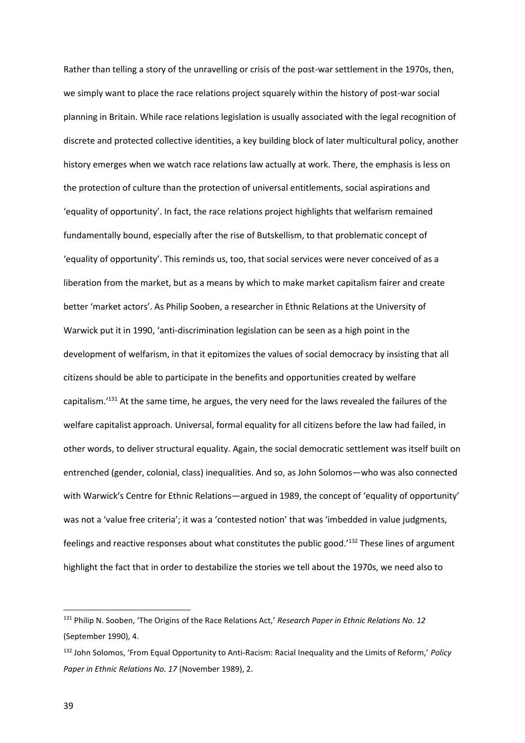Rather than telling a story of the unravelling or crisis of the post-war settlement in the 1970s, then, we simply want to place the race relations project squarely within the history of post-war social planning in Britain. While race relations legislation is usually associated with the legal recognition of discrete and protected collective identities, a key building block of later multicultural policy, another history emerges when we watch race relations law actually at work. There, the emphasis is less on the protection of culture than the protection of universal entitlements, social aspirations and 'equality of opportunity'. In fact, the race relations project highlights that welfarism remained fundamentally bound, especially after the rise of Butskellism, to that problematic concept of 'equality of opportunity'. This reminds us, too, that social services were never conceived of as a liberation from the market, but as a means by which to make market capitalism fairer and create better 'market actors'. As Philip Sooben, a researcher in Ethnic Relations at the University of Warwick put it in 1990, 'anti-discrimination legislation can be seen as a high point in the development of welfarism, in that it epitomizes the values of social democracy by insisting that all citizens should be able to participate in the benefits and opportunities created by welfare capitalism.'[131] At the same time, he argues, the very need for the laws revealed the failures of the welfare capitalist approach. Universal, formal equality for all citizens before the law had failed, in other words, to deliver structural equality. Again, the social democratic settlement was itself built on entrenched (gender, colonial, class) inequalities. And so, as John Solomos—who was also connected with Warwick's Centre for Ethnic Relations—argued in 1989, the concept of 'equality of opportunity' was not a 'value free criteria'; it was a 'contested notion' that was 'imbedded in value judgments, feelings and reactive responses about what constitutes the public good.'[132] These lines of argument highlight the fact that in order to destabilize the stories we tell about the 1970s, we need also to

---

[131] Philip N. Sooben, 'The Origins of the Race Relations Act,' *Research Paper in Ethnic Relations No. 12* (September 1990), 4.

[132] John Solomos, 'From Equal Opportunity to Anti-Racism: Racial Inequality and the Limits of Reform,' *Policy Paper in Ethnic Relations No. 17* (November 1989), 2.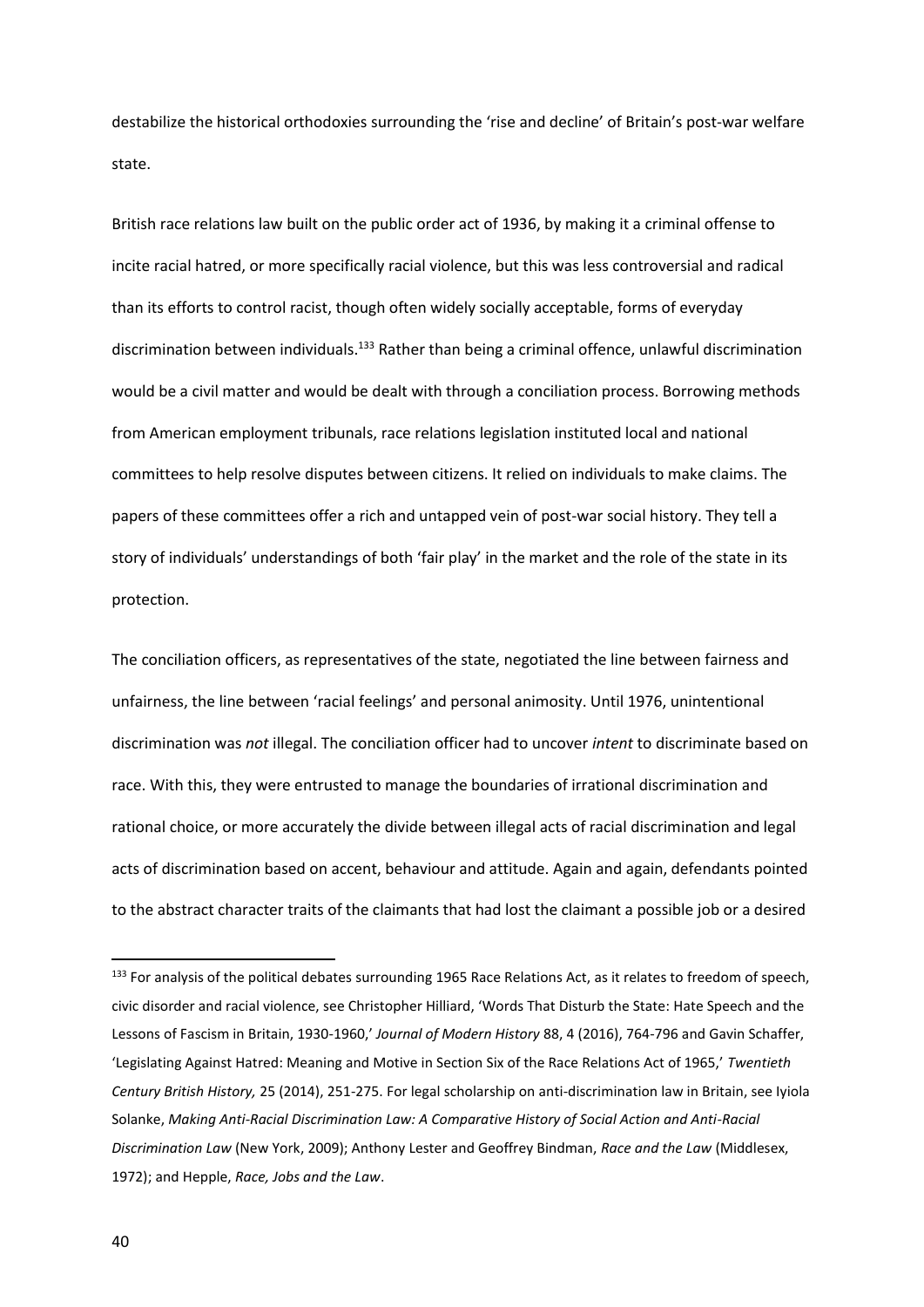destabilize the historical orthodoxies surrounding the 'rise and decline' of Britain's post-war welfare state.

British race relations law built on the public order act of 1936, by making it a criminal offense to incite racial hatred, or more specifically racial violence, but this was less controversial and radical than its efforts to control racist, though often widely socially acceptable, forms of everyday discrimination between individuals.[133] Rather than being a criminal offence, unlawful discrimination would be a civil matter and would be dealt with through a conciliation process. Borrowing methods from American employment tribunals, race relations legislation instituted local and national committees to help resolve disputes between citizens. It relied on individuals to make claims. The papers of these committees offer a rich and untapped vein of post-war social history. They tell a story of individuals' understandings of both 'fair play' in the market and the role of the state in its protection.

The conciliation officers, as representatives of the state, negotiated the line between fairness and unfairness, the line between 'racial feelings' and personal animosity. Until 1976, unintentional discrimination was *not* illegal. The conciliation officer had to uncover *intent* to discriminate based on race. With this, they were entrusted to manage the boundaries of irrational discrimination and rational choice, or more accurately the divide between illegal acts of racial discrimination and legal acts of discrimination based on accent, behaviour and attitude. Again and again, defendants pointed to the abstract character traits of the claimants that had lost the claimant a possible job or a desired

---

[133] For analysis of the political debates surrounding 1965 Race Relations Act, as it relates to freedom of speech, civic disorder and racial violence, see Christopher Hilliard, 'Words That Disturb the State: Hate Speech and the Lessons of Fascism in Britain, 1930-1960,' *Journal of Modern History* 88, 4 (2016), 764-796 and Gavin Schaffer, 'Legislating Against Hatred: Meaning and Motive in Section Six of the Race Relations Act of 1965,' *Twentieth Century British History,* 25 (2014), 251-275. For legal scholarship on anti-discrimination law in Britain, see Iyiola Solanke, *Making Anti-Racial Discrimination Law: A Comparative History of Social Action and Anti-Racial Discrimination Law* (New York, 2009); Anthony Lester and Geoffrey Bindman, *Race and the Law* (Middlesex, 1972); and Hepple, *Race, Jobs and the Law*.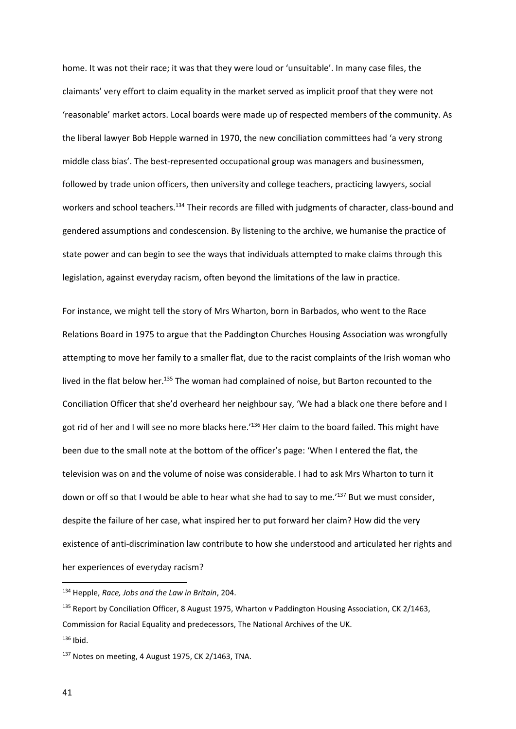home. It was not their race; it was that they were loud or 'unsuitable'. In many case files, the claimants' very effort to claim equality in the market served as implicit proof that they were not 'reasonable' market actors. Local boards were made up of respected members of the community. As the liberal lawyer Bob Hepple warned in 1970, the new conciliation committees had 'a very strong middle class bias'. The best-represented occupational group was managers and businessmen, followed by trade union officers, then university and college teachers, practicing lawyers, social workers and school teachers.[134] Their records are filled with judgments of character, class-bound and gendered assumptions and condescension. By listening to the archive, we humanise the practice of state power and can begin to see the ways that individuals attempted to make claims through this legislation, against everyday racism, often beyond the limitations of the law in practice.

For instance, we might tell the story of Mrs Wharton, born in Barbados, who went to the Race Relations Board in 1975 to argue that the Paddington Churches Housing Association was wrongfully attempting to move her family to a smaller flat, due to the racist complaints of the Irish woman who lived in the flat below her.[135] The woman had complained of noise, but Barton recounted to the Conciliation Officer that she'd overheard her neighbour say, 'We had a black one there before and I got rid of her and I will see no more blacks here.'[136] Her claim to the board failed. This might have been due to the small note at the bottom of the officer's page: 'When I entered the flat, the television was on and the volume of noise was considerable. I had to ask Mrs Wharton to turn it down or off so that I would be able to hear what she had to say to me.'[137] But we must consider, despite the failure of her case, what inspired her to put forward her claim? How did the very existence of anti-discrimination law contribute to how she understood and articulated her rights and her experiences of everyday racism?

---

[134] Hepple, *Race, Jobs and the Law in Britain*, 204.

[135] Report by Conciliation Officer, 8 August 1975, Wharton v Paddington Housing Association, CK 2/1463, Commission for Racial Equality and predecessors, The National Archives of the UK.

[136] Ibid.

[137] Notes on meeting, 4 August 1975, CK 2/1463, TNA.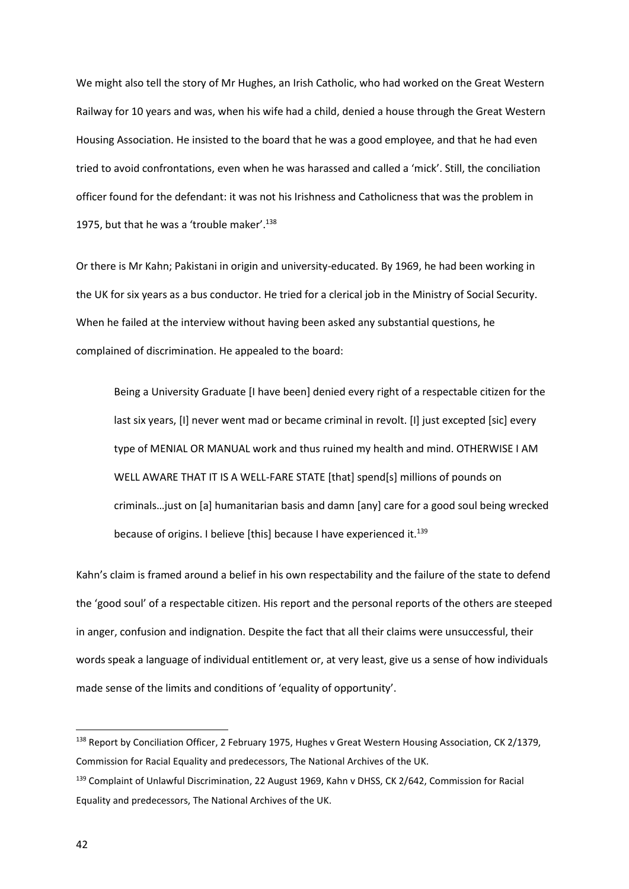We might also tell the story of Mr Hughes, an Irish Catholic, who had worked on the Great Western Railway for 10 years and was, when his wife had a child, denied a house through the Great Western Housing Association. He insisted to the board that he was a good employee, and that he had even tried to avoid confrontations, even when he was harassed and called a 'mick'. Still, the conciliation officer found for the defendant: it was not his Irishness and Catholicness that was the problem in 1975, but that he was a 'trouble maker'.[138]

Or there is Mr Kahn; Pakistani in origin and university-educated. By 1969, he had been working in the UK for six years as a bus conductor. He tried for a clerical job in the Ministry of Social Security. When he failed at the interview without having been asked any substantial questions, he complained of discrimination. He appealed to the board:

> Being a University Graduate [I have been] denied every right of a respectable citizen for the last six years, [I] never went mad or became criminal in revolt. [I] just excepted [sic] every type of MENIAL OR MANUAL work and thus ruined my health and mind. OTHERWISE I AM WELL AWARE THAT IT IS A WELL-FARE STATE [that] spend[s] millions of pounds on criminals…just on [a] humanitarian basis and damn [any] care for a good soul being wrecked because of origins. I believe [this] because I have experienced it.[139]

Kahn's claim is framed around a belief in his own respectability and the failure of the state to defend the 'good soul' of a respectable citizen. His report and the personal reports of the others are steeped in anger, confusion and indignation. Despite the fact that all their claims were unsuccessful, their words speak a language of individual entitlement or, at very least, give us a sense of how individuals made sense of the limits and conditions of 'equality of opportunity'.

---

[138] Report by Conciliation Officer, 2 February 1975, Hughes v Great Western Housing Association, CK 2/1379, Commission for Racial Equality and predecessors, The National Archives of the UK.

[139] Complaint of Unlawful Discrimination, 22 August 1969, Kahn v DHSS, CK 2/642, Commission for Racial Equality and predecessors, The National Archives of the UK.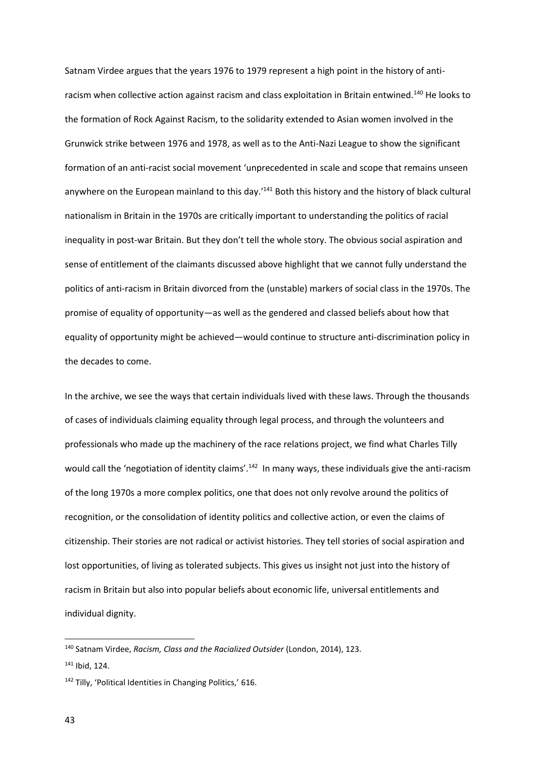Satnam Virdee argues that the years 1976 to 1979 represent a high point in the history of anti-racism when collective action against racism and class exploitation in Britain entwined.[140] He looks to the formation of Rock Against Racism, to the solidarity extended to Asian women involved in the Grunwick strike between 1976 and 1978, as well as to the Anti-Nazi League to show the significant formation of an anti-racist social movement 'unprecedented in scale and scope that remains unseen anywhere on the European mainland to this day.'[141] Both this history and the history of black cultural nationalism in Britain in the 1970s are critically important to understanding the politics of racial inequality in post-war Britain. But they don't tell the whole story. The obvious social aspiration and sense of entitlement of the claimants discussed above highlight that we cannot fully understand the politics of anti-racism in Britain divorced from the (unstable) markers of social class in the 1970s. The promise of equality of opportunity—as well as the gendered and classed beliefs about how that equality of opportunity might be achieved—would continue to structure anti-discrimination policy in the decades to come.

In the archive, we see the ways that certain individuals lived with these laws. Through the thousands of cases of individuals claiming equality through legal process, and through the volunteers and professionals who made up the machinery of the race relations project, we find what Charles Tilly would call the 'negotiation of identity claims'.[142] In many ways, these individuals give the anti-racism of the long 1970s a more complex politics, one that does not only revolve around the politics of recognition, or the consolidation of identity politics and collective action, or even the claims of citizenship. Their stories are not radical or activist histories. They tell stories of social aspiration and lost opportunities, of living as tolerated subjects. This gives us insight not just into the history of racism in Britain but also into popular beliefs about economic life, universal entitlements and individual dignity.

---

[140] Satnam Virdee, *Racism, Class and the Racialized Outsider* (London, 2014), 123.

[141] Ibid, 124.

[142] Tilly, 'Political Identities in Changing Politics,' 616.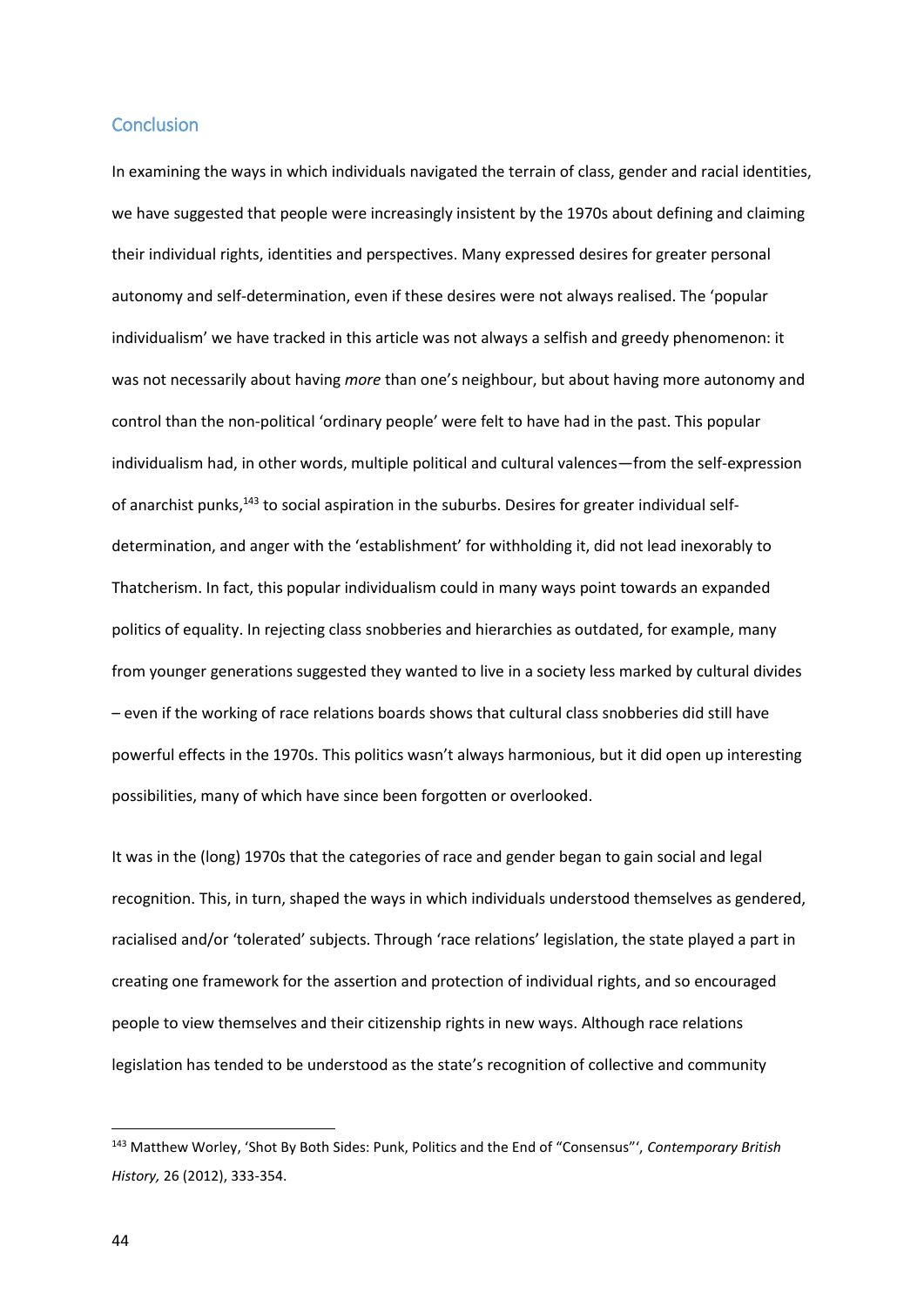## Conclusion

In examining the ways in which individuals navigated the terrain of class, gender and racial identities, we have suggested that people were increasingly insistent by the 1970s about defining and claiming their individual rights, identities and perspectives. Many expressed desires for greater personal autonomy and self-determination, even if these desires were not always realised. The 'popular individualism' we have tracked in this article was not always a selfish and greedy phenomenon: it was not necessarily about having *more* than one's neighbour, but about having more autonomy and control than the non-political 'ordinary people' were felt to have had in the past. This popular individualism had, in other words, multiple political and cultural valences—from the self-expression of anarchist punks,[143] to social aspiration in the suburbs. Desires for greater individual self-determination, and anger with the 'establishment' for withholding it, did not lead inexorably to Thatcherism. In fact, this popular individualism could in many ways point towards an expanded politics of equality. In rejecting class snobberies and hierarchies as outdated, for example, many from younger generations suggested they wanted to live in a society less marked by cultural divides – even if the working of race relations boards shows that cultural class snobberies did still have powerful effects in the 1970s. This politics wasn't always harmonious, but it did open up interesting possibilities, many of which have since been forgotten or overlooked.

It was in the (long) 1970s that the categories of race and gender began to gain social and legal recognition. This, in turn, shaped the ways in which individuals understood themselves as gendered, racialised and/or 'tolerated' subjects. Through 'race relations' legislation, the state played a part in creating one framework for the assertion and protection of individual rights, and so encouraged people to view themselves and their citizenship rights in new ways. Although race relations legislation has tended to be understood as the state's recognition of collective and community

[143] Matthew Worley, 'Shot By Both Sides: Punk, Politics and the End of "Consensus"', *Contemporary British History,* 26 (2012), 333-354.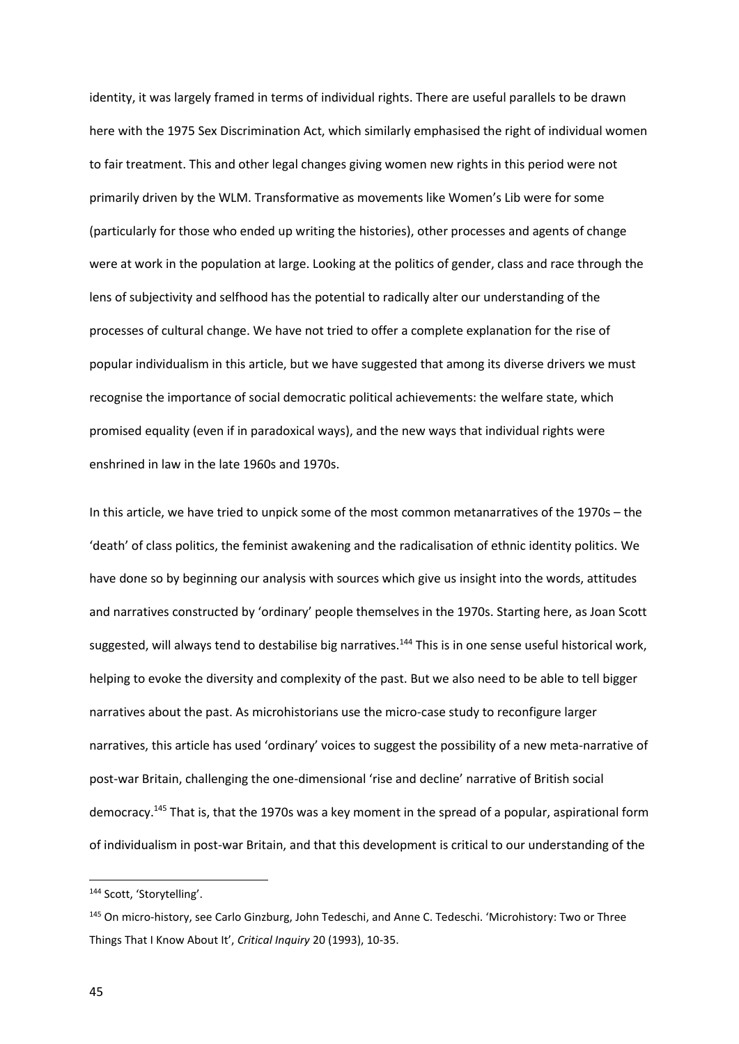identity, it was largely framed in terms of individual rights. There are useful parallels to be drawn here with the 1975 Sex Discrimination Act, which similarly emphasised the right of individual women to fair treatment. This and other legal changes giving women new rights in this period were not primarily driven by the WLM. Transformative as movements like Women's Lib were for some (particularly for those who ended up writing the histories), other processes and agents of change were at work in the population at large. Looking at the politics of gender, class and race through the lens of subjectivity and selfhood has the potential to radically alter our understanding of the processes of cultural change. We have not tried to offer a complete explanation for the rise of popular individualism in this article, but we have suggested that among its diverse drivers we must recognise the importance of social democratic political achievements: the welfare state, which promised equality (even if in paradoxical ways), and the new ways that individual rights were enshrined in law in the late 1960s and 1970s.

In this article, we have tried to unpick some of the most common metanarratives of the 1970s – the 'death' of class politics, the feminist awakening and the radicalisation of ethnic identity politics. We have done so by beginning our analysis with sources which give us insight into the words, attitudes and narratives constructed by 'ordinary' people themselves in the 1970s. Starting here, as Joan Scott suggested, will always tend to destabilise big narratives.[144] This is in one sense useful historical work, helping to evoke the diversity and complexity of the past. But we also need to be able to tell bigger narratives about the past. As microhistorians use the micro-case study to reconfigure larger narratives, this article has used 'ordinary' voices to suggest the possibility of a new meta-narrative of post-war Britain, challenging the one-dimensional 'rise and decline' narrative of British social democracy.[145] That is, that the 1970s was a key moment in the spread of a popular, aspirational form of individualism in post-war Britain, and that this development is critical to our understanding of the

[144] Scott, 'Storytelling'.

[145] On micro-history, see Carlo Ginzburg, John Tedeschi, and Anne C. Tedeschi. 'Microhistory: Two or Three Things That I Know About It', *Critical Inquiry* 20 (1993), 10-35.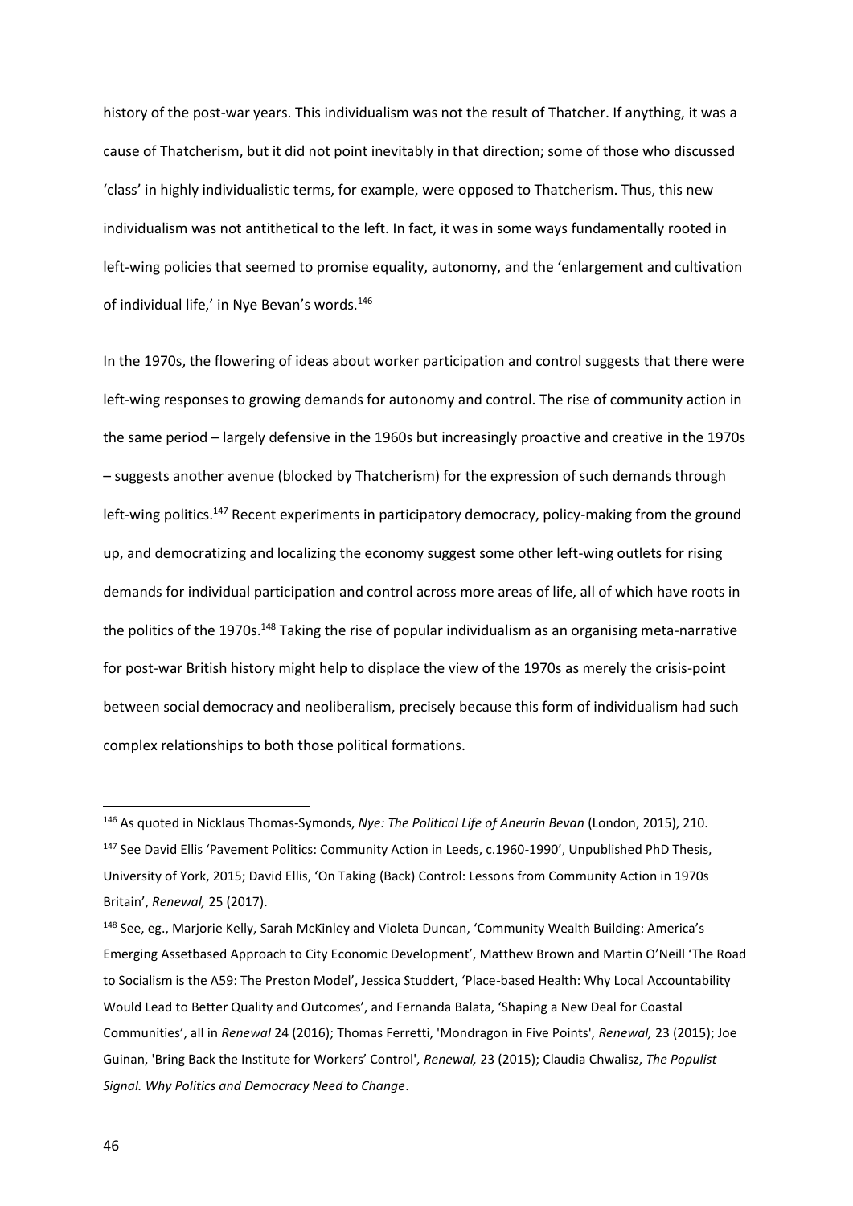history of the post-war years. This individualism was not the result of Thatcher. If anything, it was a cause of Thatcherism, but it did not point inevitably in that direction; some of those who discussed 'class' in highly individualistic terms, for example, were opposed to Thatcherism. Thus, this new individualism was not antithetical to the left. In fact, it was in some ways fundamentally rooted in left-wing policies that seemed to promise equality, autonomy, and the 'enlargement and cultivation of individual life,' in Nye Bevan's words.[146]

In the 1970s, the flowering of ideas about worker participation and control suggests that there were left-wing responses to growing demands for autonomy and control. The rise of community action in the same period – largely defensive in the 1960s but increasingly proactive and creative in the 1970s – suggests another avenue (blocked by Thatcherism) for the expression of such demands through left-wing politics.[147] Recent experiments in participatory democracy, policy-making from the ground up, and democratizing and localizing the economy suggest some other left-wing outlets for rising demands for individual participation and control across more areas of life, all of which have roots in the politics of the 1970s.[148] Taking the rise of popular individualism as an organising meta-narrative for post-war British history might help to displace the view of the 1970s as merely the crisis-point between social democracy and neoliberalism, precisely because this form of individualism had such complex relationships to both those political formations.

---

[146] As quoted in Nicklaus Thomas-Symonds, *Nye: The Political Life of Aneurin Bevan* (London, 2015), 210.

[147] See David Ellis 'Pavement Politics: Community Action in Leeds, c.1960-1990', Unpublished PhD Thesis, University of York, 2015; David Ellis, 'On Taking (Back) Control: Lessons from Community Action in 1970s Britain', *Renewal,* 25 (2017).

[148] See, eg., Marjorie Kelly, Sarah McKinley and Violeta Duncan, 'Community Wealth Building: America's Emerging Assetbased Approach to City Economic Development', Matthew Brown and Martin O'Neill 'The Road to Socialism is the A59: The Preston Model', Jessica Studdert, 'Place-based Health: Why Local Accountability Would Lead to Better Quality and Outcomes', and Fernanda Balata, 'Shaping a New Deal for Coastal Communities', all in *Renewal* 24 (2016); Thomas Ferretti, 'Mondragon in Five Points', *Renewal,* 23 (2015); Joe Guinan, 'Bring Back the Institute for Workers' Control', *Renewal,* 23 (2015); Claudia Chwalisz, *The Populist Signal. Why Politics and Democracy Need to Change*.